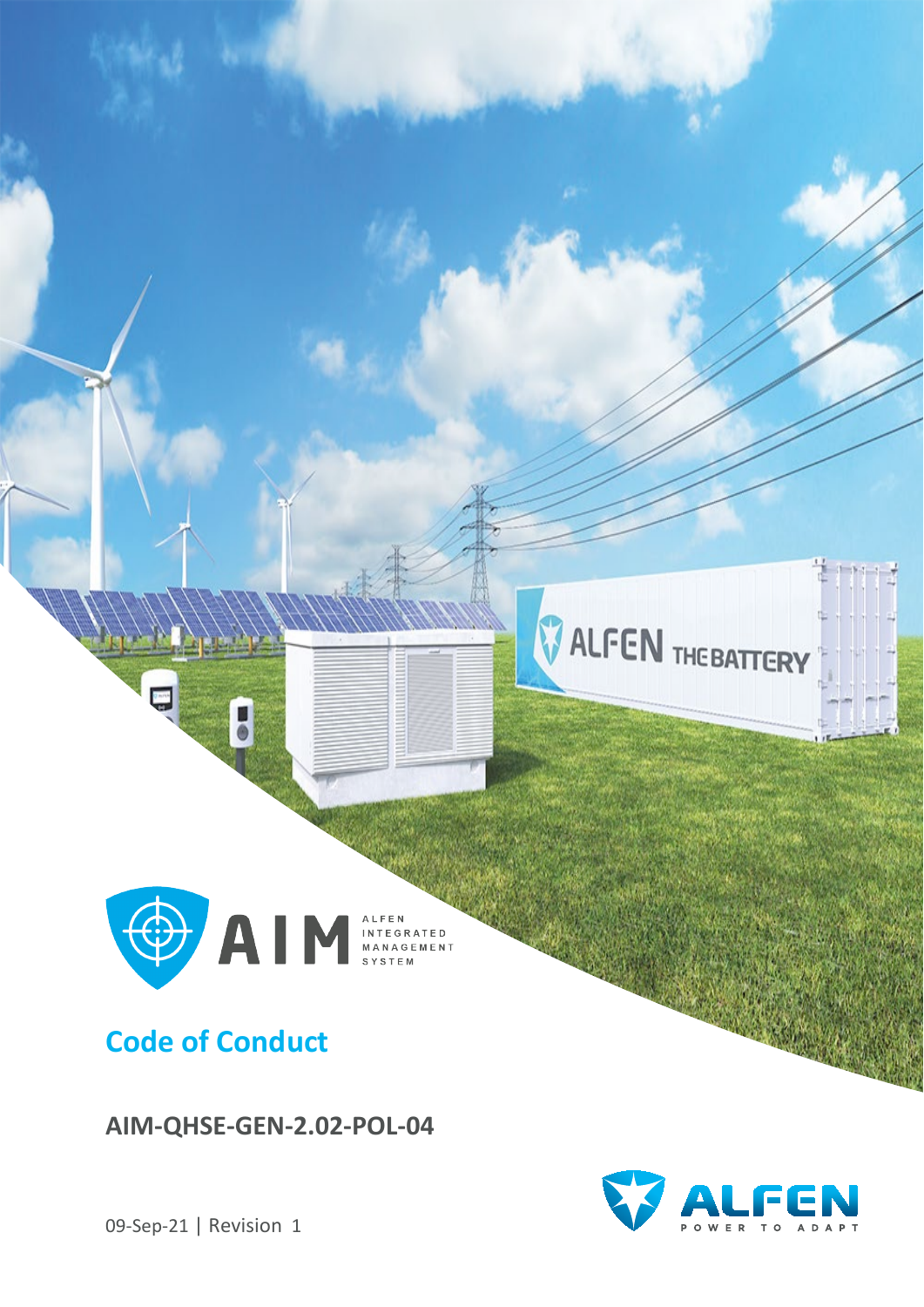ALFEN INTEGRATED MANAGEMENT SYSTEM

# Code of Conduct

## AIM-QHSE-GEN-2.02-POL-04

09-Sep-21 | Revision 1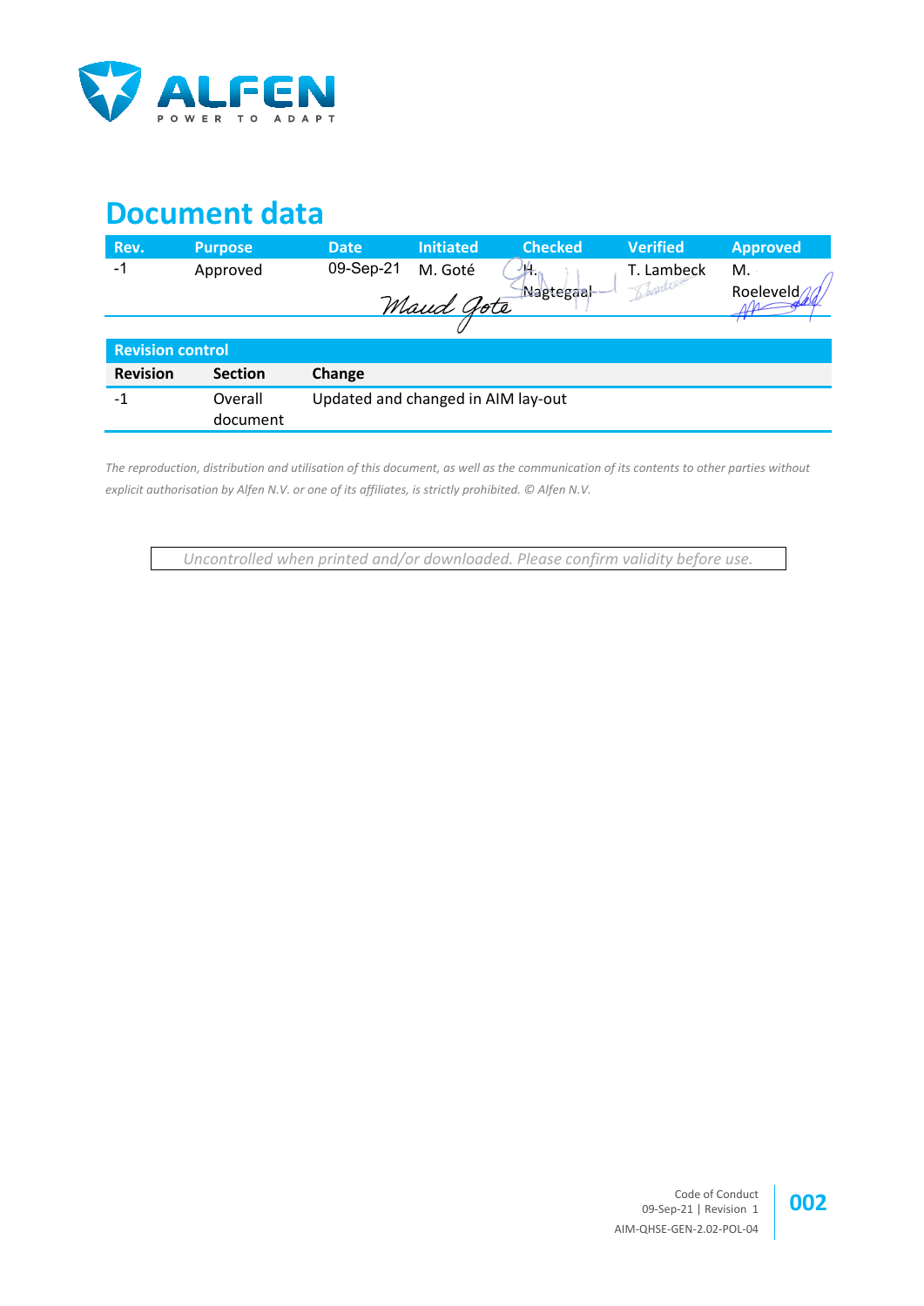# Document data

| Rev. | Purpose | Date | Initiated | Checked | Verified | Approved |
|---|---|---|---|---|---|---|
| -1 | Approved | 09-Sep-21 | M. Goté | H. Nagtegaal | T. Lambeck | M. Roeleveld |

| Revision control | | |
|---|---|---|
| **Revision** | **Section** | **Change** |
| -1 | Overall document | Updated and changed in AIM lay-out |

*The reproduction, distribution and utilisation of this document, as well as the communication of its contents to other parties without explicit authorisation by Alfen N.V. or one of its affiliates, is strictly prohibited. © Alfen N.V.*

*Uncontrolled when printed and/or downloaded. Please confirm validity before use.*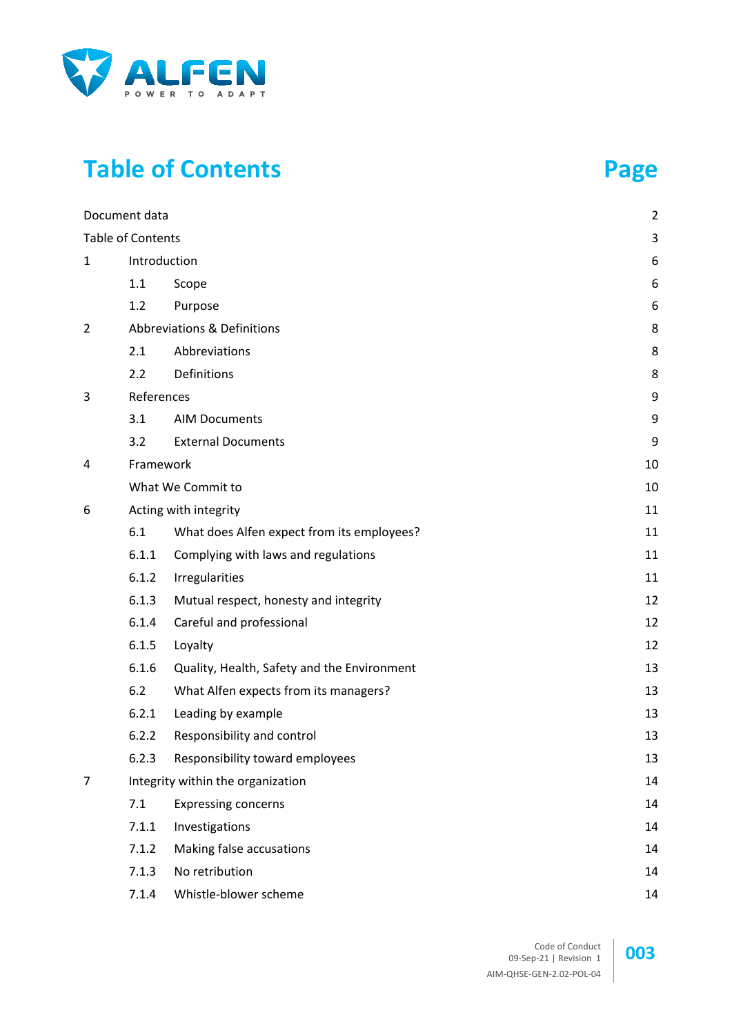# Table of Contents

| | | Page |
|---|---|---|
| Document data | | 2 |
| Table of Contents | | 3 |
| 1 | Introduction | 6 |
| | 1.1 Scope | 6 |
| | 1.2 Purpose | 6 |
| 2 | Abbreviations & Definitions | 8 |
| | 2.1 Abbreviations | 8 |
| | 2.2 Definitions | 8 |
| 3 | References | 9 |
| | 3.1 AIM Documents | 9 |
| | 3.2 External Documents | 9 |
| 4 | Framework | 10 |
| | What We Commit to | 10 |
| 6 | Acting with integrity | 11 |
| | 6.1 What does Alfen expect from its employees? | 11 |
| | 6.1.1 Complying with laws and regulations | 11 |
| | 6.1.2 Irregularities | 11 |
| | 6.1.3 Mutual respect, honesty and integrity | 12 |
| | 6.1.4 Careful and professional | 12 |
| | 6.1.5 Loyalty | 12 |
| | 6.1.6 Quality, Health, Safety and the Environment | 13 |
| | 6.2 What Alfen expects from its managers? | 13 |
| | 6.2.1 Leading by example | 13 |
| | 6.2.2 Responsibility and control | 13 |
| | 6.2.3 Responsibility toward employees | 13 |
| 7 | Integrity within the organization | 14 |
| | 7.1 Expressing concerns | 14 |
| | 7.1.1 Investigations | 14 |
| | 7.1.2 Making false accusations | 14 |
| | 7.1.3 No retribution | 14 |
| | 7.1.4 Whistle-blower scheme | 14 |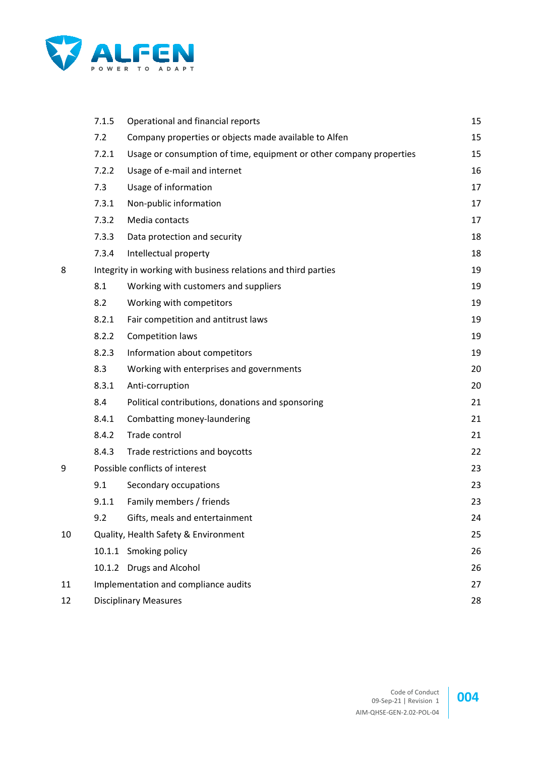| | | | |
|---|---|---|---|
| | 7.1.5 | Operational and financial reports | 15 |
| | 7.2 | Company properties or objects made available to Alfen | 15 |
| | 7.2.1 | Usage or consumption of time, equipment or other company properties | 15 |
| | 7.2.2 | Usage of e-mail and internet | 16 |
| | 7.3 | Usage of information | 17 |
| | 7.3.1 | Non-public information | 17 |
| | 7.3.2 | Media contacts | 17 |
| | 7.3.3 | Data protection and security | 18 |
| | 7.3.4 | Intellectual property | 18 |
| 8 | Integrity in working with business relations and third parties | | 19 |
| | 8.1 | Working with customers and suppliers | 19 |
| | 8.2 | Working with competitors | 19 |
| | 8.2.1 | Fair competition and antitrust laws | 19 |
| | 8.2.2 | Competition laws | 19 |
| | 8.2.3 | Information about competitors | 19 |
| | 8.3 | Working with enterprises and governments | 20 |
| | 8.3.1 | Anti-corruption | 20 |
| | 8.4 | Political contributions, donations and sponsoring | 21 |
| | 8.4.1 | Combatting money-laundering | 21 |
| | 8.4.2 | Trade control | 21 |
| | 8.4.3 | Trade restrictions and boycotts | 22 |
| 9 | Possible conflicts of interest | | 23 |
| | 9.1 | Secondary occupations | 23 |
| | 9.1.1 | Family members / friends | 23 |
| | 9.2 | Gifts, meals and entertainment | 24 |
| 10 | Quality, Health Safety & Environment | | 25 |
| | 10.1.1 | Smoking policy | 26 |
| | 10.1.2 | Drugs and Alcohol | 26 |
| 11 | Implementation and compliance audits | | 27 |
| 12 | Disciplinary Measures | | 28 |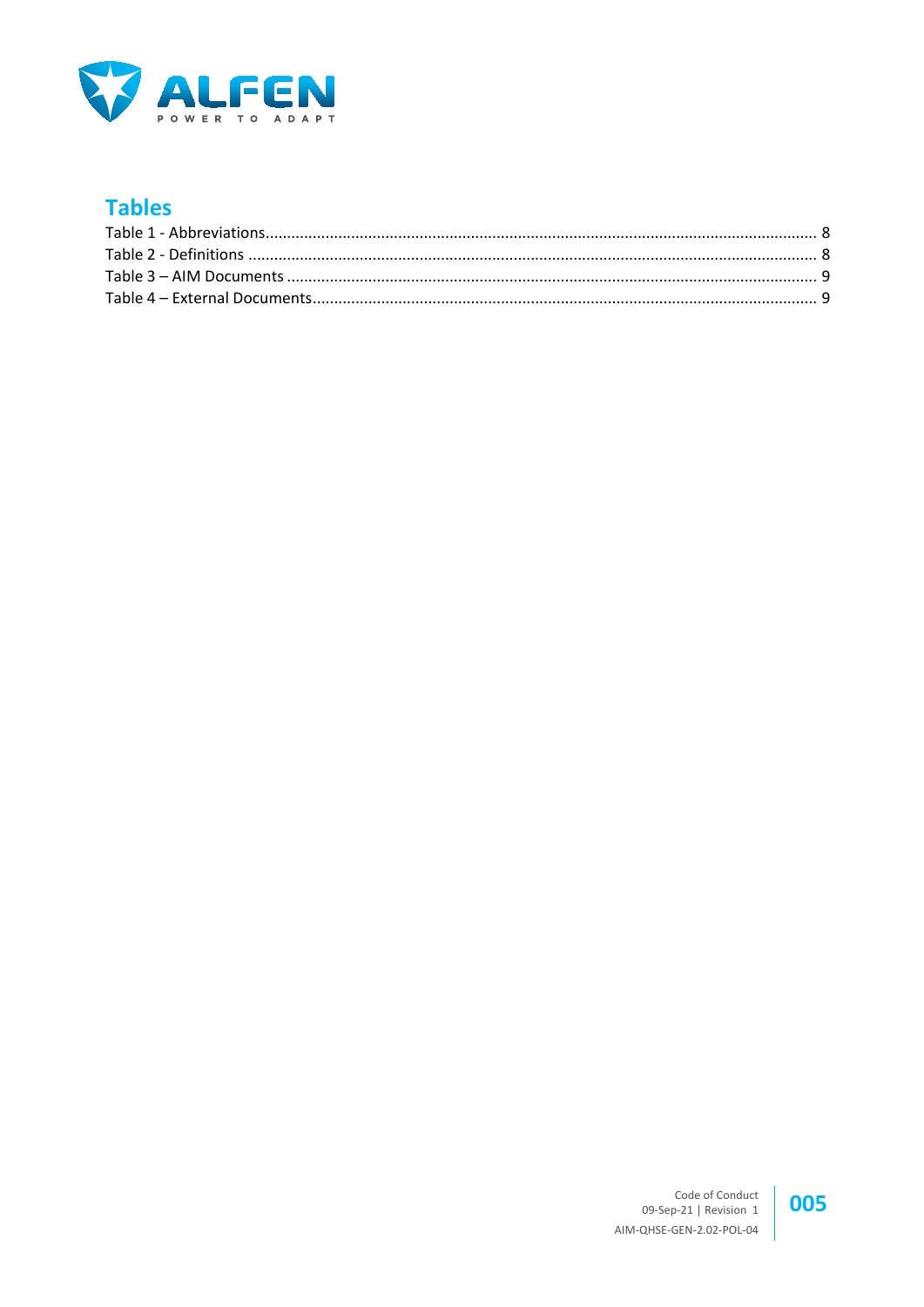# Tables

Table 1 - Abbreviations............................................................................................................................ 8
Table 2 - Definitions .................................................................................................................................. 8
Table 3 – AIM Documents .......................................................................................................................... 9
Table 4 – External Documents.................................................................................................................... 9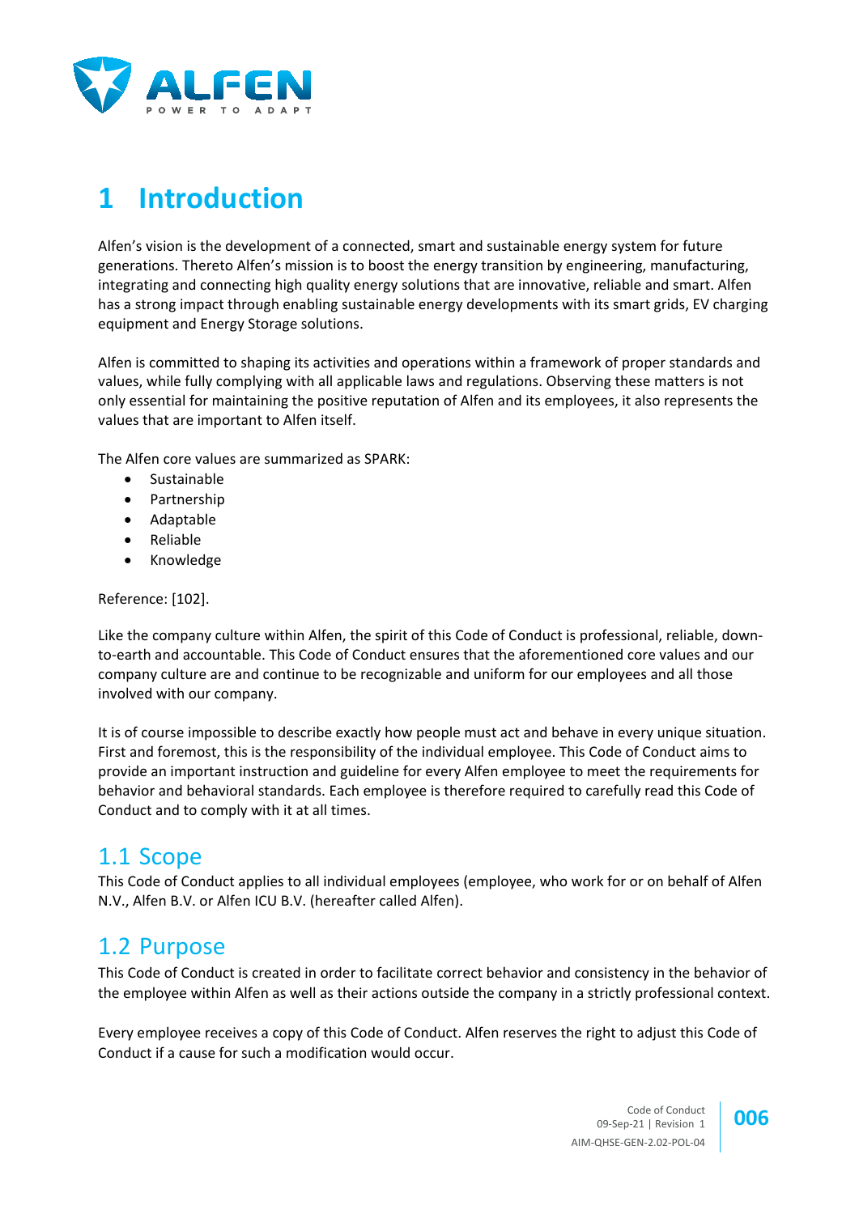# 1 Introduction

Alfen's vision is the development of a connected, smart and sustainable energy system for future generations. Thereto Alfen's mission is to boost the energy transition by engineering, manufacturing, integrating and connecting high quality energy solutions that are innovative, reliable and smart. Alfen has a strong impact through enabling sustainable energy developments with its smart grids, EV charging equipment and Energy Storage solutions.

Alfen is committed to shaping its activities and operations within a framework of proper standards and values, while fully complying with all applicable laws and regulations. Observing these matters is not only essential for maintaining the positive reputation of Alfen and its employees, it also represents the values that are important to Alfen itself.

The Alfen core values are summarized as SPARK:

- Sustainable
- Partnership
- Adaptable
- Reliable
- Knowledge

Reference: [102].

Like the company culture within Alfen, the spirit of this Code of Conduct is professional, reliable, down-to-earth and accountable. This Code of Conduct ensures that the aforementioned core values and our company culture are and continue to be recognizable and uniform for our employees and all those involved with our company.

It is of course impossible to describe exactly how people must act and behave in every unique situation. First and foremost, this is the responsibility of the individual employee. This Code of Conduct aims to provide an important instruction and guideline for every Alfen employee to meet the requirements for behavior and behavioral standards. Each employee is therefore required to carefully read this Code of Conduct and to comply with it at all times.

## 1.1 Scope

This Code of Conduct applies to all individual employees (employee, who work for or on behalf of Alfen N.V., Alfen B.V. or Alfen ICU B.V. (hereafter called Alfen).

## 1.2 Purpose

This Code of Conduct is created in order to facilitate correct behavior and consistency in the behavior of the employee within Alfen as well as their actions outside the company in a strictly professional context.

Every employee receives a copy of this Code of Conduct. Alfen reserves the right to adjust this Code of Conduct if a cause for such a modification would occur.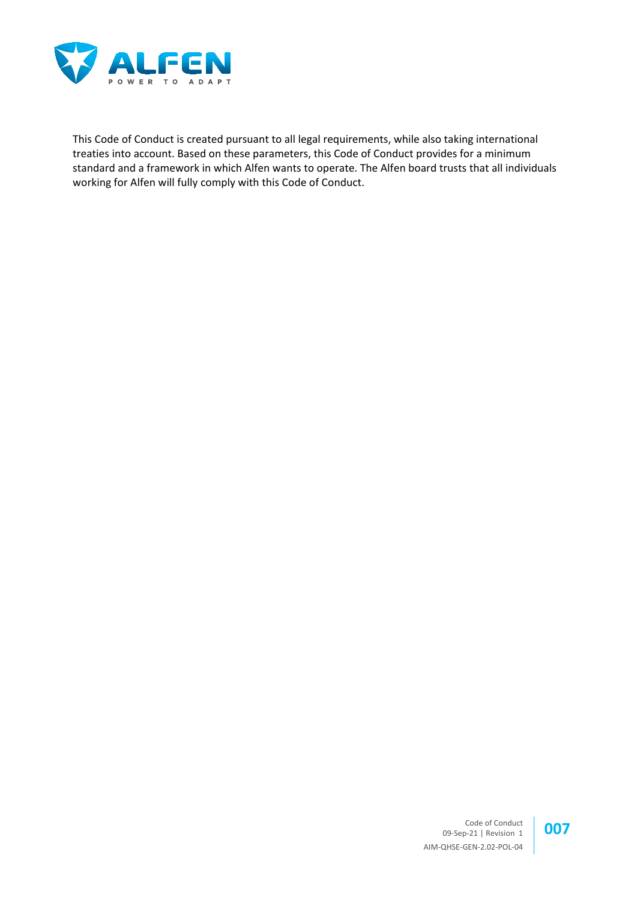This Code of Conduct is created pursuant to all legal requirements, while also taking international treaties into account. Based on these parameters, this Code of Conduct provides for a minimum standard and a framework in which Alfen wants to operate. The Alfen board trusts that all individuals working for Alfen will fully comply with this Code of Conduct.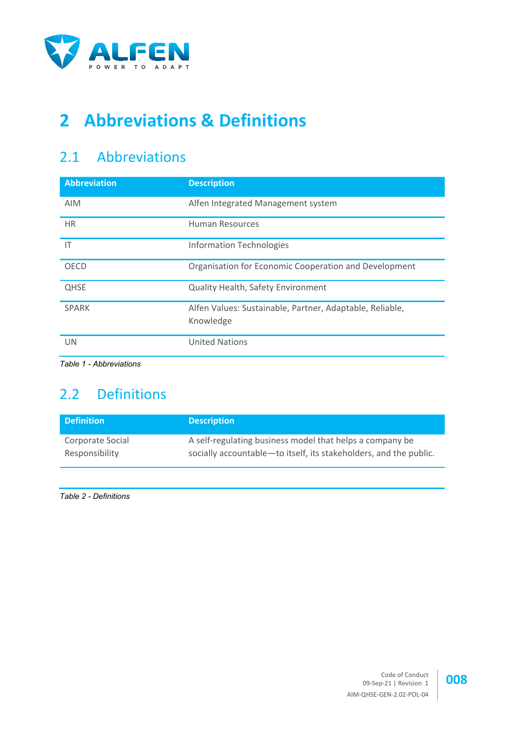# 2 Abbreviations & Definitions

## 2.1 Abbreviations

| Abbreviation | Description |
|---|---|
| AIM | Alfen Integrated Management system |
| HR | Human Resources |
| IT | Information Technologies |
| OECD | Organisation for Economic Cooperation and Development |
| QHSE | Quality Health, Safety Environment |
| SPARK | Alfen Values: Sustainable, Partner, Adaptable, Reliable, Knowledge |
| UN | United Nations |

*Table 1 - Abbreviations*

## 2.2 Definitions

| Definition | Description |
|---|---|
| Corporate Social Responsibility | A self-regulating business model that helps a company be socially accountable—to itself, its stakeholders, and the public. |

*Table 2 - Definitions*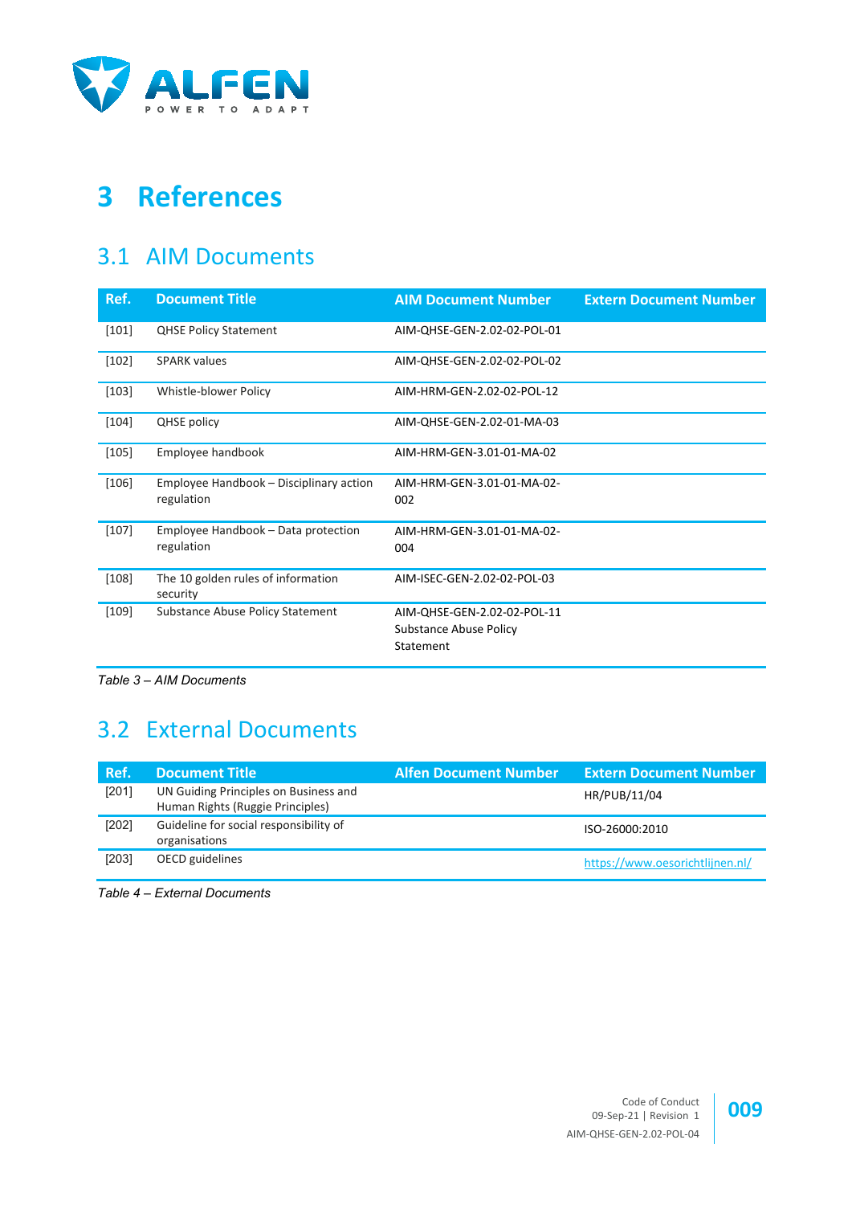# 3 References

## 3.1 AIM Documents

| Ref. | Document Title | AIM Document Number | Extern Document Number |
|---|---|---|---|
| [101] | QHSE Policy Statement | AIM-QHSE-GEN-2.02-02-POL-01 | |
| [102] | SPARK values | AIM-QHSE-GEN-2.02-02-POL-02 | |
| [103] | Whistle-blower Policy | AIM-HRM-GEN-2.02-02-POL-12 | |
| [104] | QHSE policy | AIM-QHSE-GEN-2.02-01-MA-03 | |
| [105] | Employee handbook | AIM-HRM-GEN-3.01-01-MA-02 | |
| [106] | Employee Handbook – Disciplinary action regulation | AIM-HRM-GEN-3.01-01-MA-02-002 | |
| [107] | Employee Handbook – Data protection regulation | AIM-HRM-GEN-3.01-01-MA-02-004 | |
| [108] | The 10 golden rules of information security | AIM-ISEC-GEN-2.02-02-POL-03 | |
| [109] | Substance Abuse Policy Statement | AIM-QHSE-GEN-2.02-02-POL-11 Substance Abuse Policy Statement | |

*Table 3 – AIM Documents*

## 3.2 External Documents

| Ref. | Document Title | Alfen Document Number | Extern Document Number |
|---|---|---|---|
| [201] | UN Guiding Principles on Business and Human Rights (Ruggie Principles) | | HR/PUB/11/04 |
| [202] | Guideline for social responsibility of organisations | | ISO-26000:2010 |
| [203] | OECD guidelines | | https://www.oesorichtlijnen.nl/ |

*Table 4 – External Documents*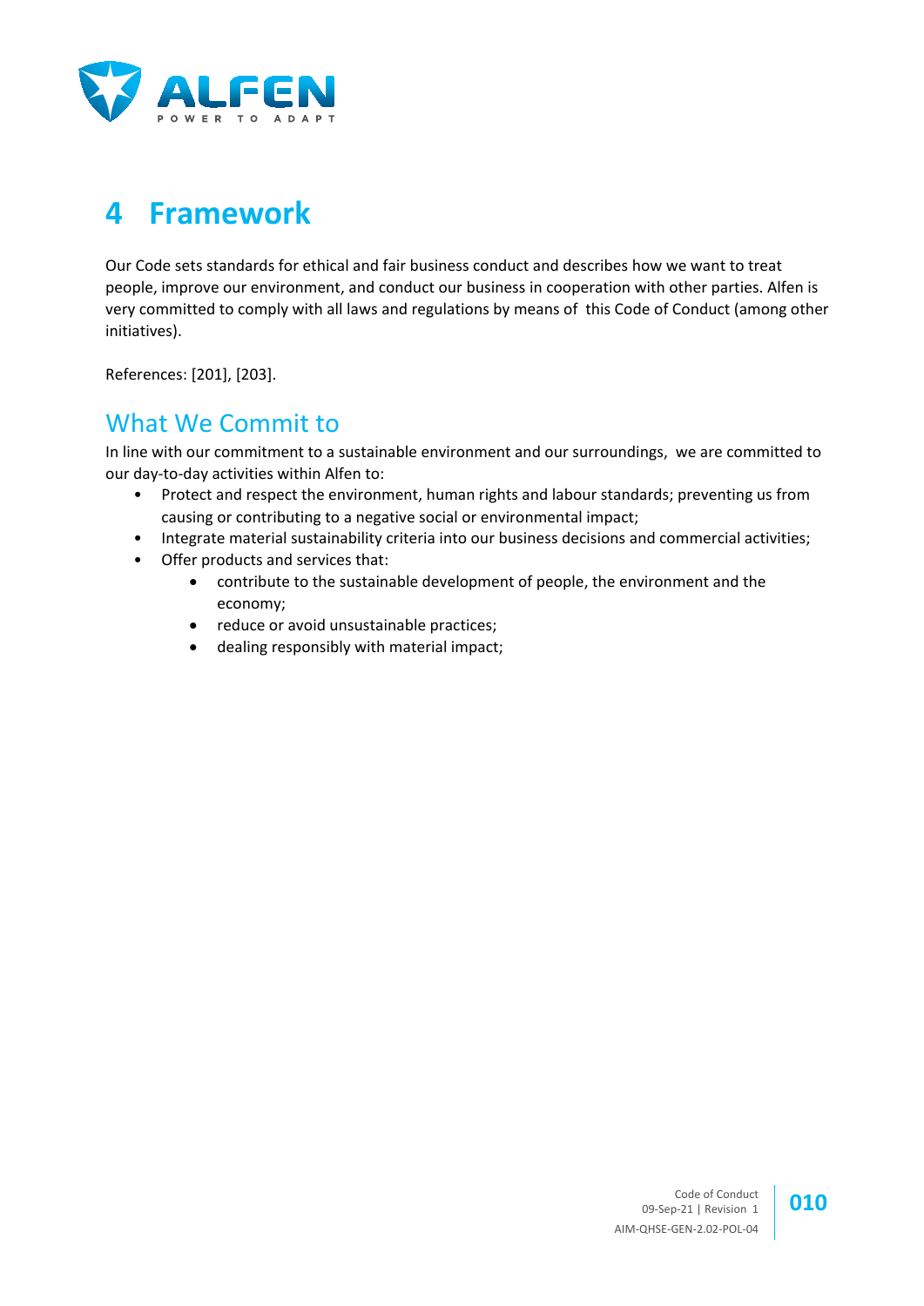# 4 Framework

Our Code sets standards for ethical and fair business conduct and describes how we want to treat people, improve our environment, and conduct our business in cooperation with other parties. Alfen is very committed to comply with all laws and regulations by means of this Code of Conduct (among other initiatives).

References: [201], [203].

## What We Commit to

In line with our commitment to a sustainable environment and our surroundings, we are committed to our day-to-day activities within Alfen to:

- Protect and respect the environment, human rights and labour standards; preventing us from causing or contributing to a negative social or environmental impact;
- Integrate material sustainability criteria into our business decisions and commercial activities;
- Offer products and services that:
    - contribute to the sustainable development of people, the environment and the economy;
    - reduce or avoid unsustainable practices;
    - dealing responsibly with material impact;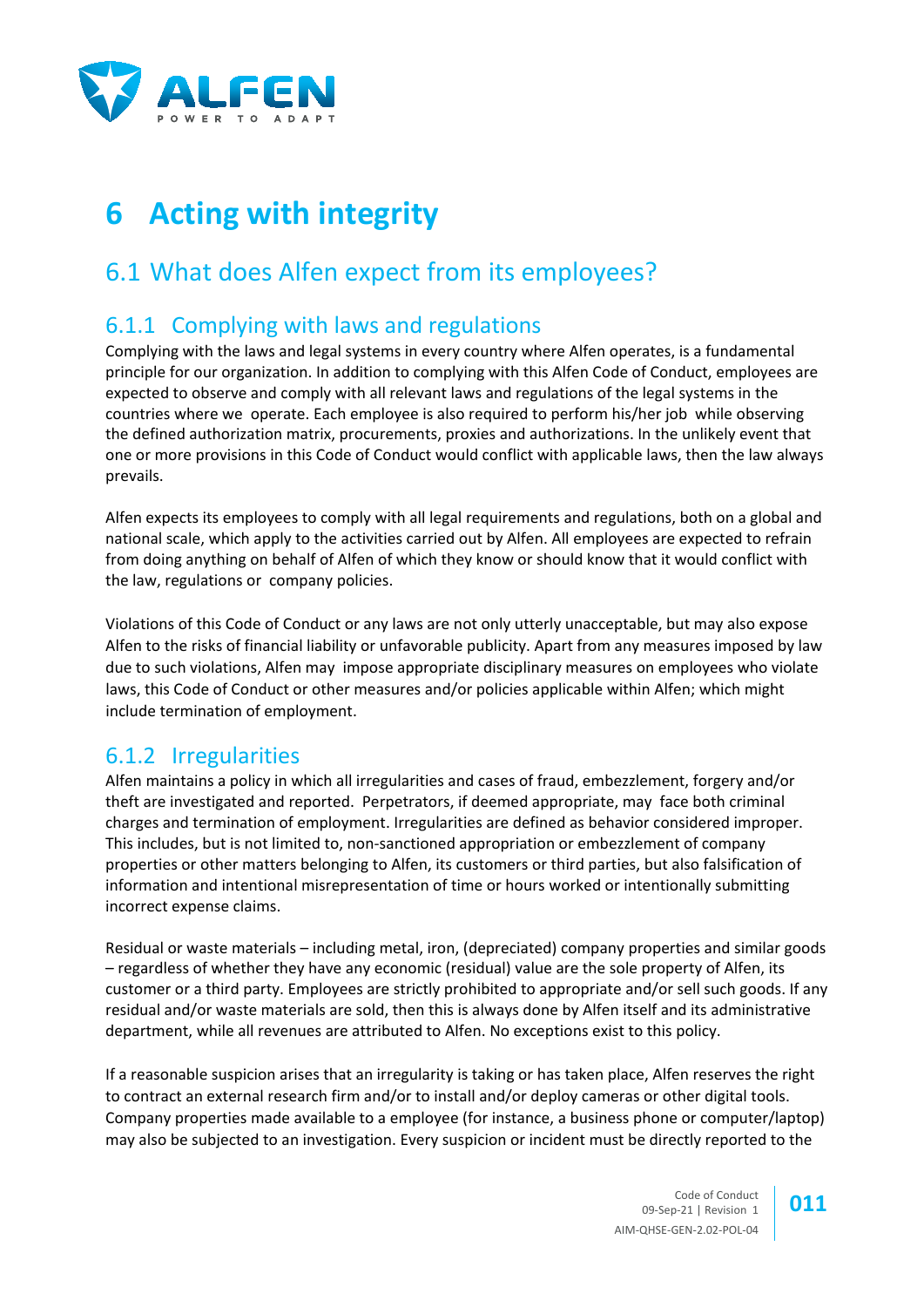# 6 Acting with integrity

## 6.1 What does Alfen expect from its employees?

### 6.1.1 Complying with laws and regulations

Complying with the laws and legal systems in every country where Alfen operates, is a fundamental principle for our organization. In addition to complying with this Alfen Code of Conduct, employees are expected to observe and comply with all relevant laws and regulations of the legal systems in the countries where we operate. Each employee is also required to perform his/her job while observing the defined authorization matrix, procurements, proxies and authorizations. In the unlikely event that one or more provisions in this Code of Conduct would conflict with applicable laws, then the law always prevails.

Alfen expects its employees to comply with all legal requirements and regulations, both on a global and national scale, which apply to the activities carried out by Alfen. All employees are expected to refrain from doing anything on behalf of Alfen of which they know or should know that it would conflict with the law, regulations or company policies.

Violations of this Code of Conduct or any laws are not only utterly unacceptable, but may also expose Alfen to the risks of financial liability or unfavorable publicity. Apart from any measures imposed by law due to such violations, Alfen may impose appropriate disciplinary measures on employees who violate laws, this Code of Conduct or other measures and/or policies applicable within Alfen; which might include termination of employment.

### 6.1.2 Irregularities

Alfen maintains a policy in which all irregularities and cases of fraud, embezzlement, forgery and/or theft are investigated and reported. Perpetrators, if deemed appropriate, may face both criminal charges and termination of employment. Irregularities are defined as behavior considered improper. This includes, but is not limited to, non-sanctioned appropriation or embezzlement of company properties or other matters belonging to Alfen, its customers or third parties, but also falsification of information and intentional misrepresentation of time or hours worked or intentionally submitting incorrect expense claims.

Residual or waste materials – including metal, iron, (depreciated) company properties and similar goods – regardless of whether they have any economic (residual) value are the sole property of Alfen, its customer or a third party. Employees are strictly prohibited to appropriate and/or sell such goods. If any residual and/or waste materials are sold, then this is always done by Alfen itself and its administrative department, while all revenues are attributed to Alfen. No exceptions exist to this policy.

If a reasonable suspicion arises that an irregularity is taking or has taken place, Alfen reserves the right to contract an external research firm and/or to install and/or deploy cameras or other digital tools. Company properties made available to a employee (for instance, a business phone or computer/laptop) may also be subjected to an investigation. Every suspicion or incident must be directly reported to the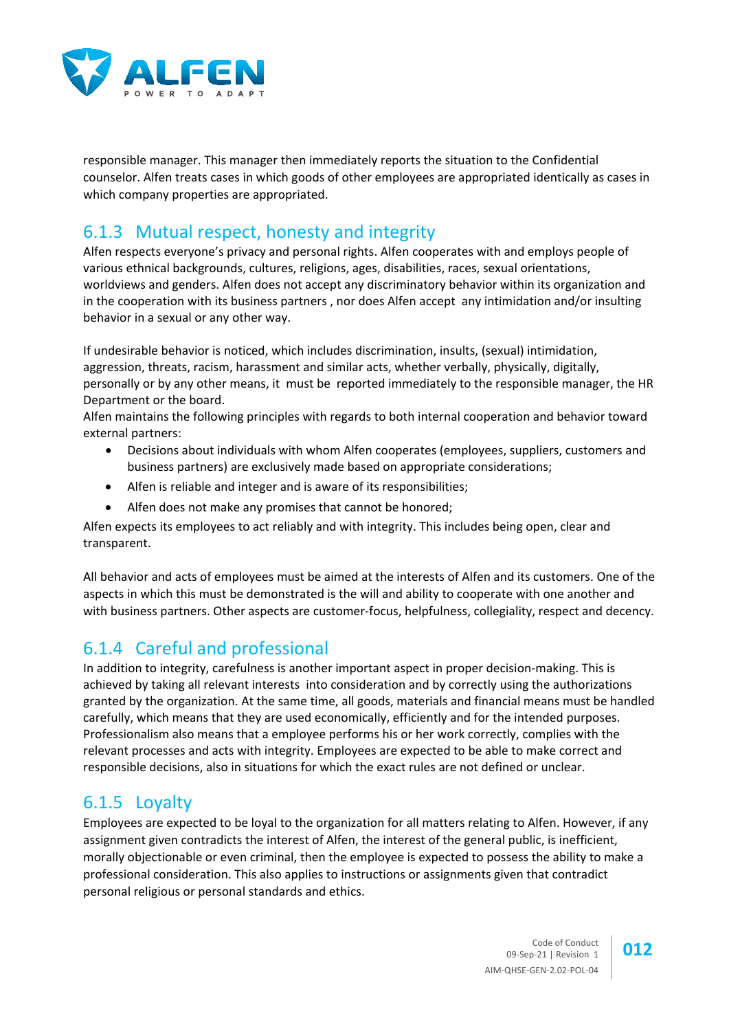responsible manager. This manager then immediately reports the situation to the Confidential counselor. Alfen treats cases in which goods of other employees are appropriated identically as cases in which company properties are appropriated.

### 6.1.3 Mutual respect, honesty and integrity

Alfen respects everyone's privacy and personal rights. Alfen cooperates with and employs people of various ethnical backgrounds, cultures, religions, ages, disabilities, races, sexual orientations, worldviews and genders. Alfen does not accept any discriminatory behavior within its organization and in the cooperation with its business partners , nor does Alfen accept any intimidation and/or insulting behavior in a sexual or any other way.

If undesirable behavior is noticed, which includes discrimination, insults, (sexual) intimidation, aggression, threats, racism, harassment and similar acts, whether verbally, physically, digitally, personally or by any other means, it must be reported immediately to the responsible manager, the HR Department or the board.
Alfen maintains the following principles with regards to both internal cooperation and behavior toward external partners:

- Decisions about individuals with whom Alfen cooperates (employees, suppliers, customers and business partners) are exclusively made based on appropriate considerations;
- Alfen is reliable and integer and is aware of its responsibilities;
- Alfen does not make any promises that cannot be honored;

Alfen expects its employees to act reliably and with integrity. This includes being open, clear and transparent.

All behavior and acts of employees must be aimed at the interests of Alfen and its customers. One of the aspects in which this must be demonstrated is the will and ability to cooperate with one another and with business partners. Other aspects are customer-focus, helpfulness, collegiality, respect and decency.

### 6.1.4 Careful and professional

In addition to integrity, carefulness is another important aspect in proper decision-making. This is achieved by taking all relevant interests into consideration and by correctly using the authorizations granted by the organization. At the same time, all goods, materials and financial means must be handled carefully, which means that they are used economically, efficiently and for the intended purposes. Professionalism also means that a employee performs his or her work correctly, complies with the relevant processes and acts with integrity. Employees are expected to be able to make correct and responsible decisions, also in situations for which the exact rules are not defined or unclear.

### 6.1.5 Loyalty

Employees are expected to be loyal to the organization for all matters relating to Alfen. However, if any assignment given contradicts the interest of Alfen, the interest of the general public, is inefficient, morally objectionable or even criminal, then the employee is expected to possess the ability to make a professional consideration. This also applies to instructions or assignments given that contradict personal religious or personal standards and ethics.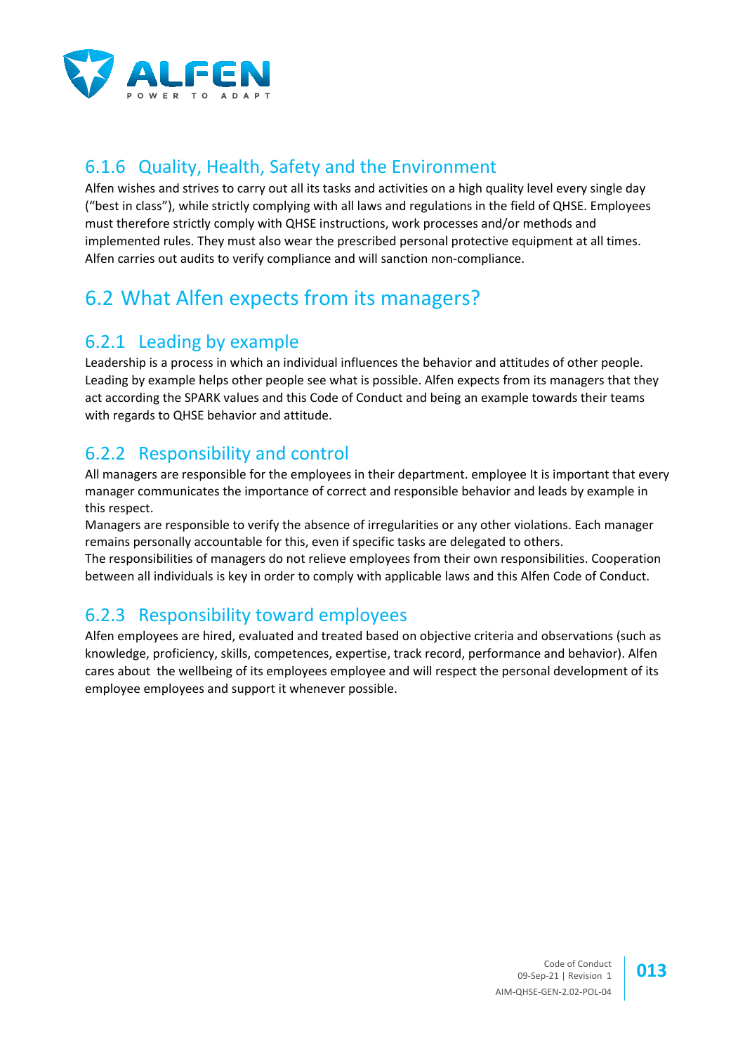### 6.1.6 Quality, Health, Safety and the Environment

Alfen wishes and strives to carry out all its tasks and activities on a high quality level every single day ("best in class"), while strictly complying with all laws and regulations in the field of QHSE. Employees must therefore strictly comply with QHSE instructions, work processes and/or methods and implemented rules. They must also wear the prescribed personal protective equipment at all times. Alfen carries out audits to verify compliance and will sanction non-compliance.

## 6.2 What Alfen expects from its managers?

### 6.2.1 Leading by example

Leadership is a process in which an individual influences the behavior and attitudes of other people. Leading by example helps other people see what is possible. Alfen expects from its managers that they act according the SPARK values and this Code of Conduct and being an example towards their teams with regards to QHSE behavior and attitude.

### 6.2.2 Responsibility and control

All managers are responsible for the employees in their department. employee It is important that every manager communicates the importance of correct and responsible behavior and leads by example in this respect.

Managers are responsible to verify the absence of irregularities or any other violations. Each manager remains personally accountable for this, even if specific tasks are delegated to others.

The responsibilities of managers do not relieve employees from their own responsibilities. Cooperation between all individuals is key in order to comply with applicable laws and this Alfen Code of Conduct.

### 6.2.3 Responsibility toward employees

Alfen employees are hired, evaluated and treated based on objective criteria and observations (such as knowledge, proficiency, skills, competences, expertise, track record, performance and behavior). Alfen cares about the wellbeing of its employees employee and will respect the personal development of its employee employees and support it whenever possible.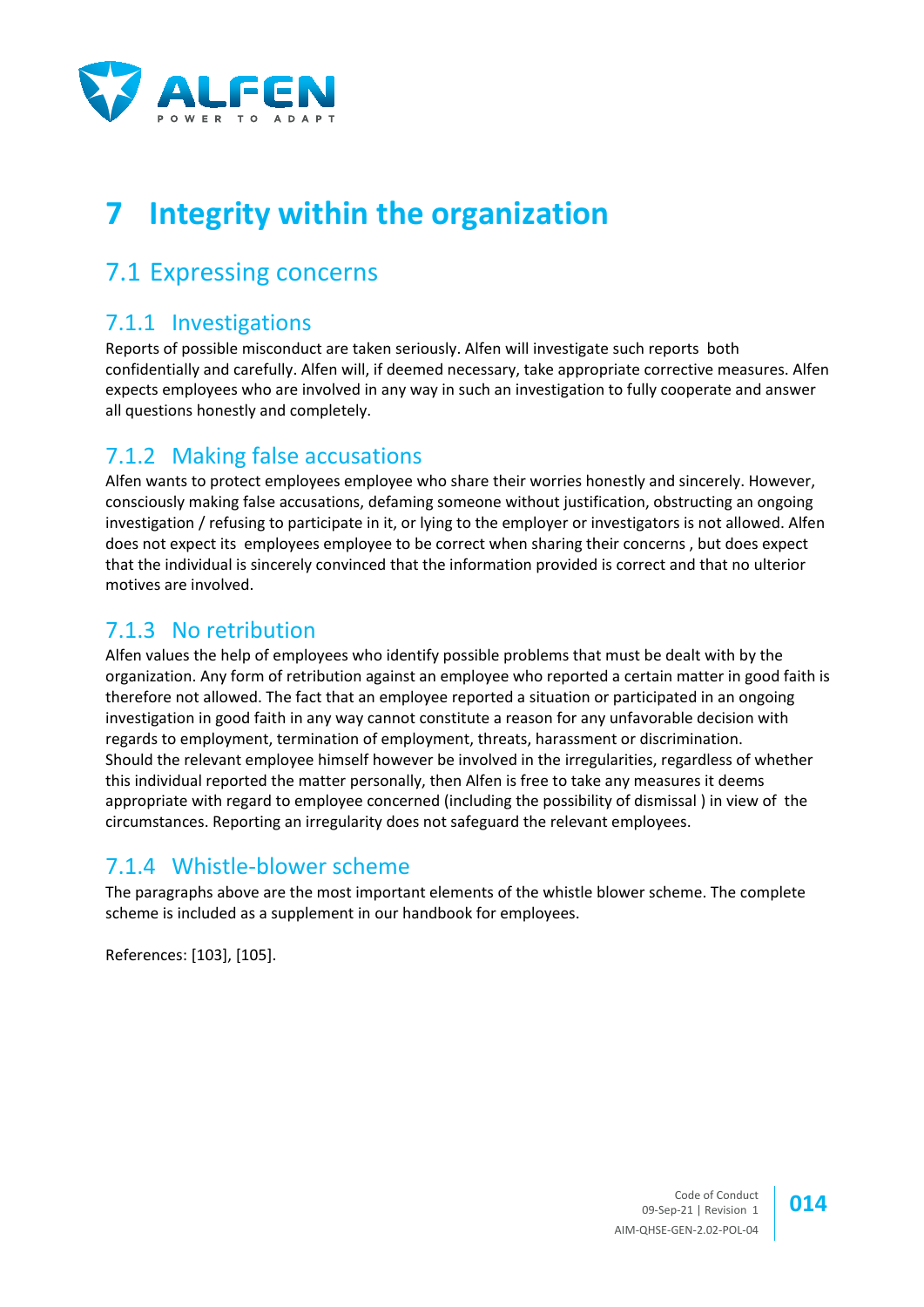# 7 Integrity within the organization

## 7.1 Expressing concerns

### 7.1.1 Investigations

Reports of possible misconduct are taken seriously. Alfen will investigate such reports both confidentially and carefully. Alfen will, if deemed necessary, take appropriate corrective measures. Alfen expects employees who are involved in any way in such an investigation to fully cooperate and answer all questions honestly and completely.

### 7.1.2 Making false accusations

Alfen wants to protect employees employee who share their worries honestly and sincerely. However, consciously making false accusations, defaming someone without justification, obstructing an ongoing investigation / refusing to participate in it, or lying to the employer or investigators is not allowed. Alfen does not expect its employees employee to be correct when sharing their concerns , but does expect that the individual is sincerely convinced that the information provided is correct and that no ulterior motives are involved.

### 7.1.3 No retribution

Alfen values the help of employees who identify possible problems that must be dealt with by the organization. Any form of retribution against an employee who reported a certain matter in good faith is therefore not allowed. The fact that an employee reported a situation or participated in an ongoing investigation in good faith in any way cannot constitute a reason for any unfavorable decision with regards to employment, termination of employment, threats, harassment or discrimination.
Should the relevant employee himself however be involved in the irregularities, regardless of whether this individual reported the matter personally, then Alfen is free to take any measures it deems appropriate with regard to employee concerned (including the possibility of dismissal ) in view of the circumstances. Reporting an irregularity does not safeguard the relevant employees.

### 7.1.4 Whistle-blower scheme

The paragraphs above are the most important elements of the whistle blower scheme. The complete scheme is included as a supplement in our handbook for employees.

References: [103], [105].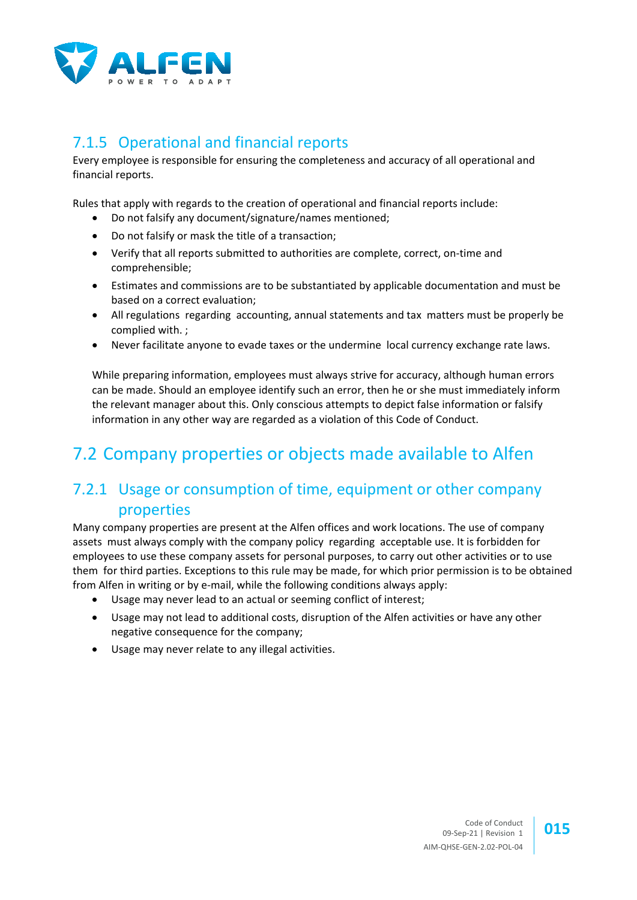### 7.1.5 Operational and financial reports

Every employee is responsible for ensuring the completeness and accuracy of all operational and financial reports.

Rules that apply with regards to the creation of operational and financial reports include:

- Do not falsify any document/signature/names mentioned;
- Do not falsify or mask the title of a transaction;
- Verify that all reports submitted to authorities are complete, correct, on-time and comprehensible;
- Estimates and commissions are to be substantiated by applicable documentation and must be based on a correct evaluation;
- All regulations regarding accounting, annual statements and tax matters must be properly be complied with. ;
- Never facilitate anyone to evade taxes or the undermine local currency exchange rate laws.

While preparing information, employees must always strive for accuracy, although human errors can be made. Should an employee identify such an error, then he or she must immediately inform the relevant manager about this. Only conscious attempts to depict false information or falsify information in any other way are regarded as a violation of this Code of Conduct.

## 7.2 Company properties or objects made available to Alfen

### 7.2.1 Usage or consumption of time, equipment or other company properties

Many company properties are present at the Alfen offices and work locations. The use of company assets must always comply with the company policy regarding acceptable use. It is forbidden for employees to use these company assets for personal purposes, to carry out other activities or to use them for third parties. Exceptions to this rule may be made, for which prior permission is to be obtained from Alfen in writing or by e-mail, while the following conditions always apply:

- Usage may never lead to an actual or seeming conflict of interest;
- Usage may not lead to additional costs, disruption of the Alfen activities or have any other negative consequence for the company;
- Usage may never relate to any illegal activities.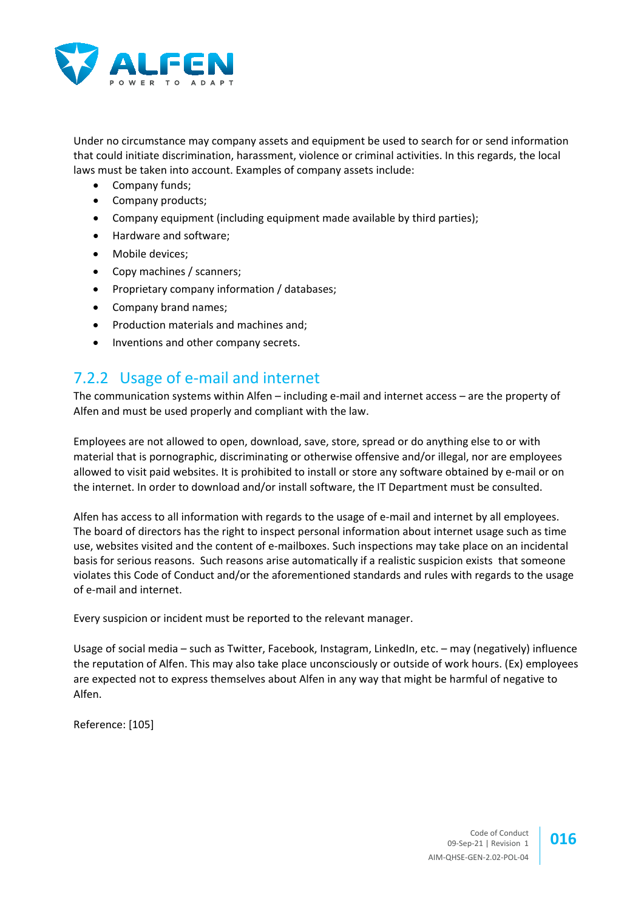Under no circumstance may company assets and equipment be used to search for or send information that could initiate discrimination, harassment, violence or criminal activities. In this regards, the local laws must be taken into account. Examples of company assets include:

- Company funds;
- Company products;
- Company equipment (including equipment made available by third parties);
- Hardware and software;
- Mobile devices;
- Copy machines / scanners;
- Proprietary company information / databases;
- Company brand names;
- Production materials and machines and;
- Inventions and other company secrets.

### 7.2.2 Usage of e-mail and internet

The communication systems within Alfen – including e-mail and internet access – are the property of Alfen and must be used properly and compliant with the law.

Employees are not allowed to open, download, save, store, spread or do anything else to or with material that is pornographic, discriminating or otherwise offensive and/or illegal, nor are employees allowed to visit paid websites. It is prohibited to install or store any software obtained by e-mail or on the internet. In order to download and/or install software, the IT Department must be consulted.

Alfen has access to all information with regards to the usage of e-mail and internet by all employees. The board of directors has the right to inspect personal information about internet usage such as time use, websites visited and the content of e-mailboxes. Such inspections may take place on an incidental basis for serious reasons. Such reasons arise automatically if a realistic suspicion exists that someone violates this Code of Conduct and/or the aforementioned standards and rules with regards to the usage of e-mail and internet.

Every suspicion or incident must be reported to the relevant manager.

Usage of social media – such as Twitter, Facebook, Instagram, LinkedIn, etc. – may (negatively) influence the reputation of Alfen. This may also take place unconsciously or outside of work hours. (Ex) employees are expected not to express themselves about Alfen in any way that might be harmful of negative to Alfen.

Reference: [105]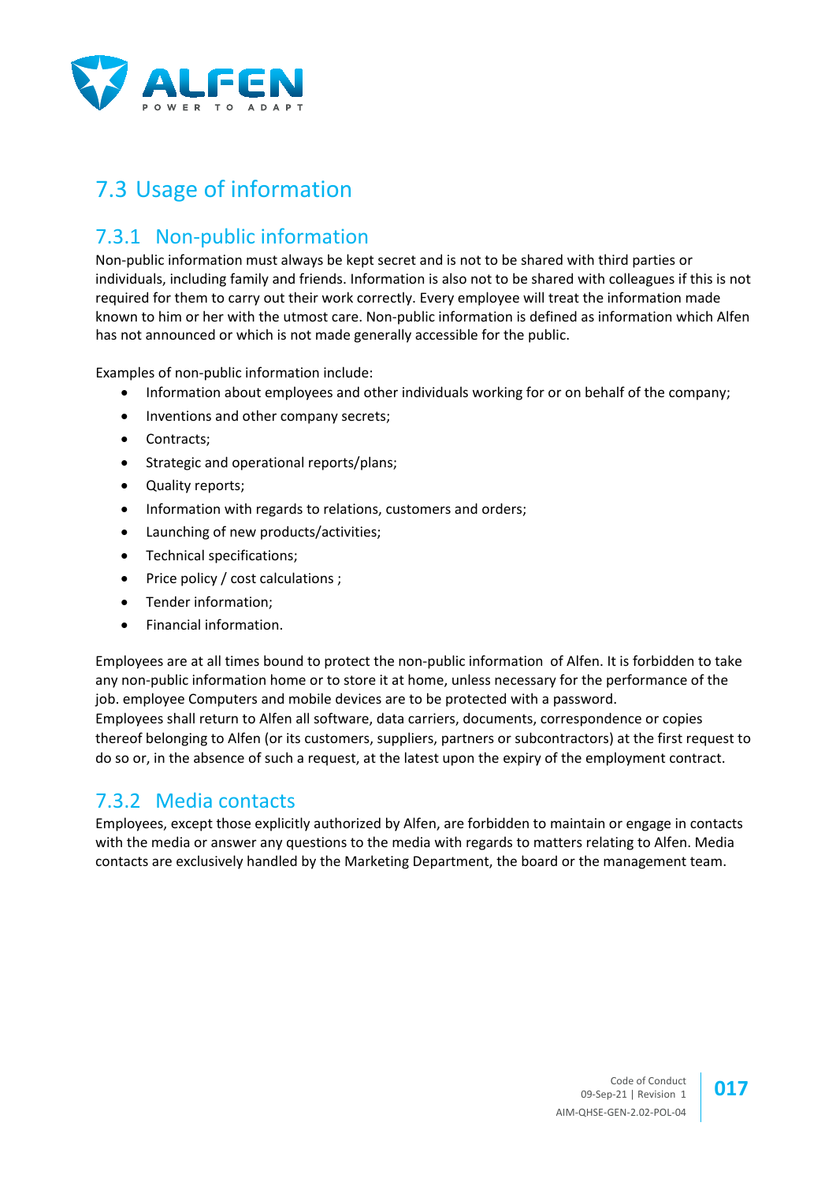## 7.3 Usage of information

### 7.3.1 Non-public information

Non-public information must always be kept secret and is not to be shared with third parties or individuals, including family and friends. Information is also not to be shared with colleagues if this is not required for them to carry out their work correctly. Every employee will treat the information made known to him or her with the utmost care. Non-public information is defined as information which Alfen has not announced or which is not made generally accessible for the public.

Examples of non-public information include:

- Information about employees and other individuals working for or on behalf of the company;
- Inventions and other company secrets;
- Contracts;
- Strategic and operational reports/plans;
- Quality reports;
- Information with regards to relations, customers and orders;
- Launching of new products/activities;
- Technical specifications;
- Price policy / cost calculations ;
- Tender information;
- Financial information.

Employees are at all times bound to protect the non-public information of Alfen. It is forbidden to take any non-public information home or to store it at home, unless necessary for the performance of the job. employee Computers and mobile devices are to be protected with a password.
Employees shall return to Alfen all software, data carriers, documents, correspondence or copies thereof belonging to Alfen (or its customers, suppliers, partners or subcontractors) at the first request to do so or, in the absence of such a request, at the latest upon the expiry of the employment contract.

### 7.3.2 Media contacts

Employees, except those explicitly authorized by Alfen, are forbidden to maintain or engage in contacts with the media or answer any questions to the media with regards to matters relating to Alfen. Media contacts are exclusively handled by the Marketing Department, the board or the management team.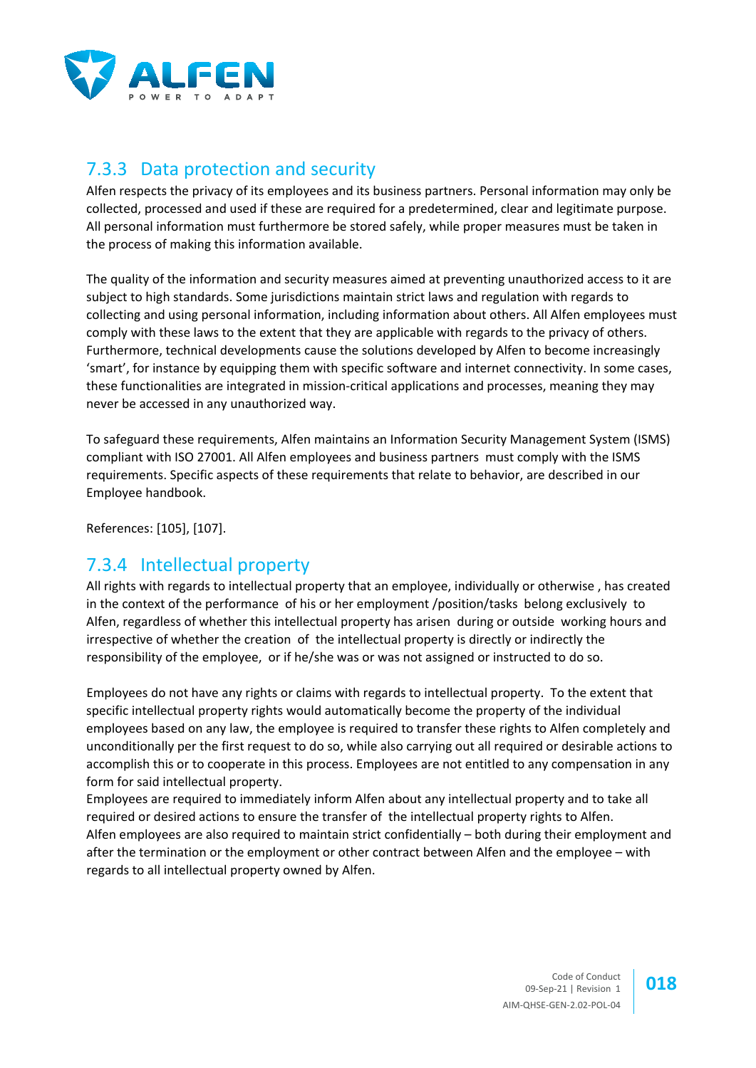### 7.3.3 Data protection and security

Alfen respects the privacy of its employees and its business partners. Personal information may only be collected, processed and used if these are required for a predetermined, clear and legitimate purpose. All personal information must furthermore be stored safely, while proper measures must be taken in the process of making this information available.

The quality of the information and security measures aimed at preventing unauthorized access to it are subject to high standards. Some jurisdictions maintain strict laws and regulation with regards to collecting and using personal information, including information about others. All Alfen employees must comply with these laws to the extent that they are applicable with regards to the privacy of others. Furthermore, technical developments cause the solutions developed by Alfen to become increasingly 'smart', for instance by equipping them with specific software and internet connectivity. In some cases, these functionalities are integrated in mission-critical applications and processes, meaning they may never be accessed in any unauthorized way.

To safeguard these requirements, Alfen maintains an Information Security Management System (ISMS) compliant with ISO 27001. All Alfen employees and business partners must comply with the ISMS requirements. Specific aspects of these requirements that relate to behavior, are described in our Employee handbook.

References: [105], [107].

### 7.3.4 Intellectual property

All rights with regards to intellectual property that an employee, individually or otherwise , has created in the context of the performance of his or her employment /position/tasks belong exclusively to Alfen, regardless of whether this intellectual property has arisen during or outside working hours and irrespective of whether the creation of the intellectual property is directly or indirectly the responsibility of the employee, or if he/she was or was not assigned or instructed to do so.

Employees do not have any rights or claims with regards to intellectual property. To the extent that specific intellectual property rights would automatically become the property of the individual employees based on any law, the employee is required to transfer these rights to Alfen completely and unconditionally per the first request to do so, while also carrying out all required or desirable actions to accomplish this or to cooperate in this process. Employees are not entitled to any compensation in any form for said intellectual property.

Employees are required to immediately inform Alfen about any intellectual property and to take all required or desired actions to ensure the transfer of the intellectual property rights to Alfen.

Alfen employees are also required to maintain strict confidentially – both during their employment and after the termination or the employment or other contract between Alfen and the employee – with regards to all intellectual property owned by Alfen.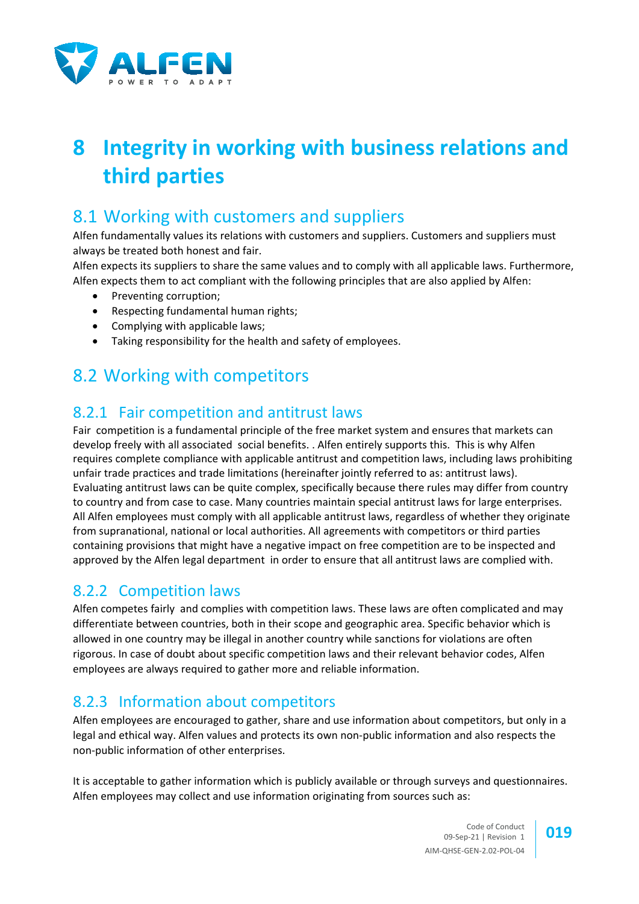# 8 Integrity in working with business relations and third parties

## 8.1 Working with customers and suppliers

Alfen fundamentally values its relations with customers and suppliers. Customers and suppliers must always be treated both honest and fair.

Alfen expects its suppliers to share the same values and to comply with all applicable laws. Furthermore, Alfen expects them to act compliant with the following principles that are also applied by Alfen:

- Preventing corruption;
- Respecting fundamental human rights;
- Complying with applicable laws;
- Taking responsibility for the health and safety of employees.

## 8.2 Working with competitors

### 8.2.1 Fair competition and antitrust laws

Fair competition is a fundamental principle of the free market system and ensures that markets can develop freely with all associated social benefits. . Alfen entirely supports this. This is why Alfen requires complete compliance with applicable antitrust and competition laws, including laws prohibiting unfair trade practices and trade limitations (hereinafter jointly referred to as: antitrust laws). Evaluating antitrust laws can be quite complex, specifically because there rules may differ from country to country and from case to case. Many countries maintain special antitrust laws for large enterprises. All Alfen employees must comply with all applicable antitrust laws, regardless of whether they originate from supranational, national or local authorities. All agreements with competitors or third parties containing provisions that might have a negative impact on free competition are to be inspected and approved by the Alfen legal department in order to ensure that all antitrust laws are complied with.

### 8.2.2 Competition laws

Alfen competes fairly and complies with competition laws. These laws are often complicated and may differentiate between countries, both in their scope and geographic area. Specific behavior which is allowed in one country may be illegal in another country while sanctions for violations are often rigorous. In case of doubt about specific competition laws and their relevant behavior codes, Alfen employees are always required to gather more and reliable information.

### 8.2.3 Information about competitors

Alfen employees are encouraged to gather, share and use information about competitors, but only in a legal and ethical way. Alfen values and protects its own non-public information and also respects the non-public information of other enterprises.

It is acceptable to gather information which is publicly available or through surveys and questionnaires. Alfen employees may collect and use information originating from sources such as: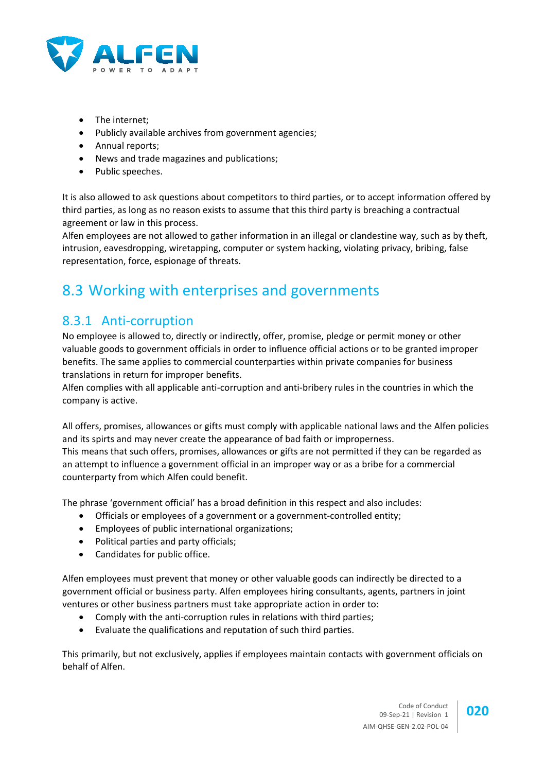- The internet;
- Publicly available archives from government agencies;
- Annual reports;
- News and trade magazines and publications;
- Public speeches.

It is also allowed to ask questions about competitors to third parties, or to accept information offered by third parties, as long as no reason exists to assume that this third party is breaching a contractual agreement or law in this process.
Alfen employees are not allowed to gather information in an illegal or clandestine way, such as by theft, intrusion, eavesdropping, wiretapping, computer or system hacking, violating privacy, bribing, false representation, force, espionage of threats.

## 8.3 Working with enterprises and governments

### 8.3.1 Anti-corruption

No employee is allowed to, directly or indirectly, offer, promise, pledge or permit money or other valuable goods to government officials in order to influence official actions or to be granted improper benefits. The same applies to commercial counterparties within private companies for business translations in return for improper benefits.
Alfen complies with all applicable anti-corruption and anti-bribery rules in the countries in which the company is active.

All offers, promises, allowances or gifts must comply with applicable national laws and the Alfen policies and its spirts and may never create the appearance of bad faith or improperness.
This means that such offers, promises, allowances or gifts are not permitted if they can be regarded as an attempt to influence a government official in an improper way or as a bribe for a commercial counterparty from which Alfen could benefit.

The phrase 'government official' has a broad definition in this respect and also includes:

- Officials or employees of a government or a government-controlled entity;
- Employees of public international organizations;
- Political parties and party officials;
- Candidates for public office.

Alfen employees must prevent that money or other valuable goods can indirectly be directed to a government official or business party. Alfen employees hiring consultants, agents, partners in joint ventures or other business partners must take appropriate action in order to:

- Comply with the anti-corruption rules in relations with third parties;
- Evaluate the qualifications and reputation of such third parties.

This primarily, but not exclusively, applies if employees maintain contacts with government officials on behalf of Alfen.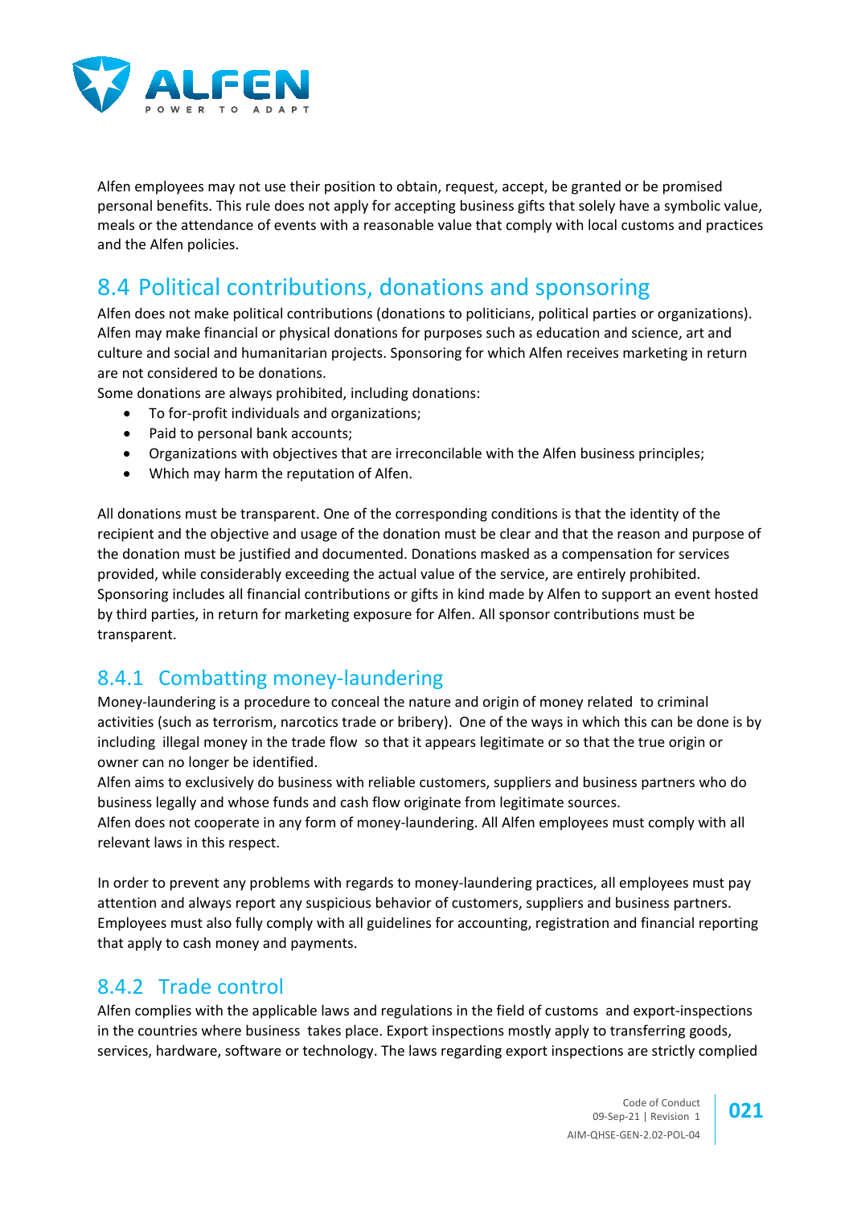Alfen employees may not use their position to obtain, request, accept, be granted or be promised personal benefits. This rule does not apply for accepting business gifts that solely have a symbolic value, meals or the attendance of events with a reasonable value that comply with local customs and practices and the Alfen policies.

## 8.4 Political contributions, donations and sponsoring

Alfen does not make political contributions (donations to politicians, political parties or organizations). Alfen may make financial or physical donations for purposes such as education and science, art and culture and social and humanitarian projects. Sponsoring for which Alfen receives marketing in return are not considered to be donations.
Some donations are always prohibited, including donations:

- To for-profit individuals and organizations;
- Paid to personal bank accounts;
- Organizations with objectives that are irreconcilable with the Alfen business principles;
- Which may harm the reputation of Alfen.

All donations must be transparent. One of the corresponding conditions is that the identity of the recipient and the objective and usage of the donation must be clear and that the reason and purpose of the donation must be justified and documented. Donations masked as a compensation for services provided, while considerably exceeding the actual value of the service, are entirely prohibited. Sponsoring includes all financial contributions or gifts in kind made by Alfen to support an event hosted by third parties, in return for marketing exposure for Alfen. All sponsor contributions must be transparent.

### 8.4.1 Combatting money-laundering

Money-laundering is a procedure to conceal the nature and origin of money related to criminal activities (such as terrorism, narcotics trade or bribery). One of the ways in which this can be done is by including illegal money in the trade flow so that it appears legitimate or so that the true origin or owner can no longer be identified.
Alfen aims to exclusively do business with reliable customers, suppliers and business partners who do business legally and whose funds and cash flow originate from legitimate sources.
Alfen does not cooperate in any form of money-laundering. All Alfen employees must comply with all relevant laws in this respect.

In order to prevent any problems with regards to money-laundering practices, all employees must pay attention and always report any suspicious behavior of customers, suppliers and business partners. Employees must also fully comply with all guidelines for accounting, registration and financial reporting that apply to cash money and payments.

### 8.4.2 Trade control

Alfen complies with the applicable laws and regulations in the field of customs and export-inspections in the countries where business takes place. Export inspections mostly apply to transferring goods, services, hardware, software or technology. The laws regarding export inspections are strictly complied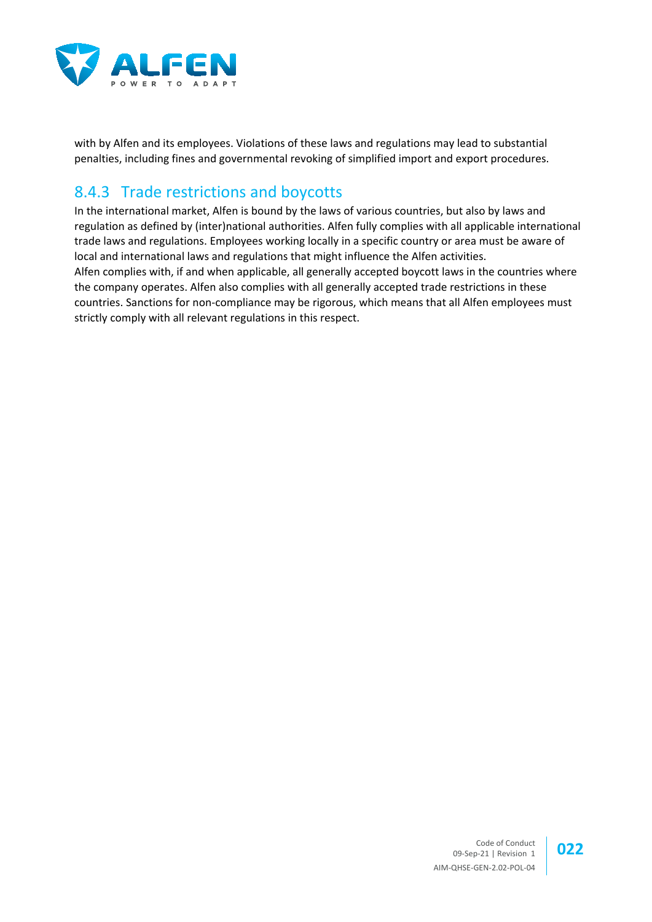with by Alfen and its employees. Violations of these laws and regulations may lead to substantial penalties, including fines and governmental revoking of simplified import and export procedures.

### 8.4.3 Trade restrictions and boycotts

In the international market, Alfen is bound by the laws of various countries, but also by laws and regulation as defined by (inter)national authorities. Alfen fully complies with all applicable international trade laws and regulations. Employees working locally in a specific country or area must be aware of local and international laws and regulations that might influence the Alfen activities.
Alfen complies with, if and when applicable, all generally accepted boycott laws in the countries where the company operates. Alfen also complies with all generally accepted trade restrictions in these countries. Sanctions for non-compliance may be rigorous, which means that all Alfen employees must strictly comply with all relevant regulations in this respect.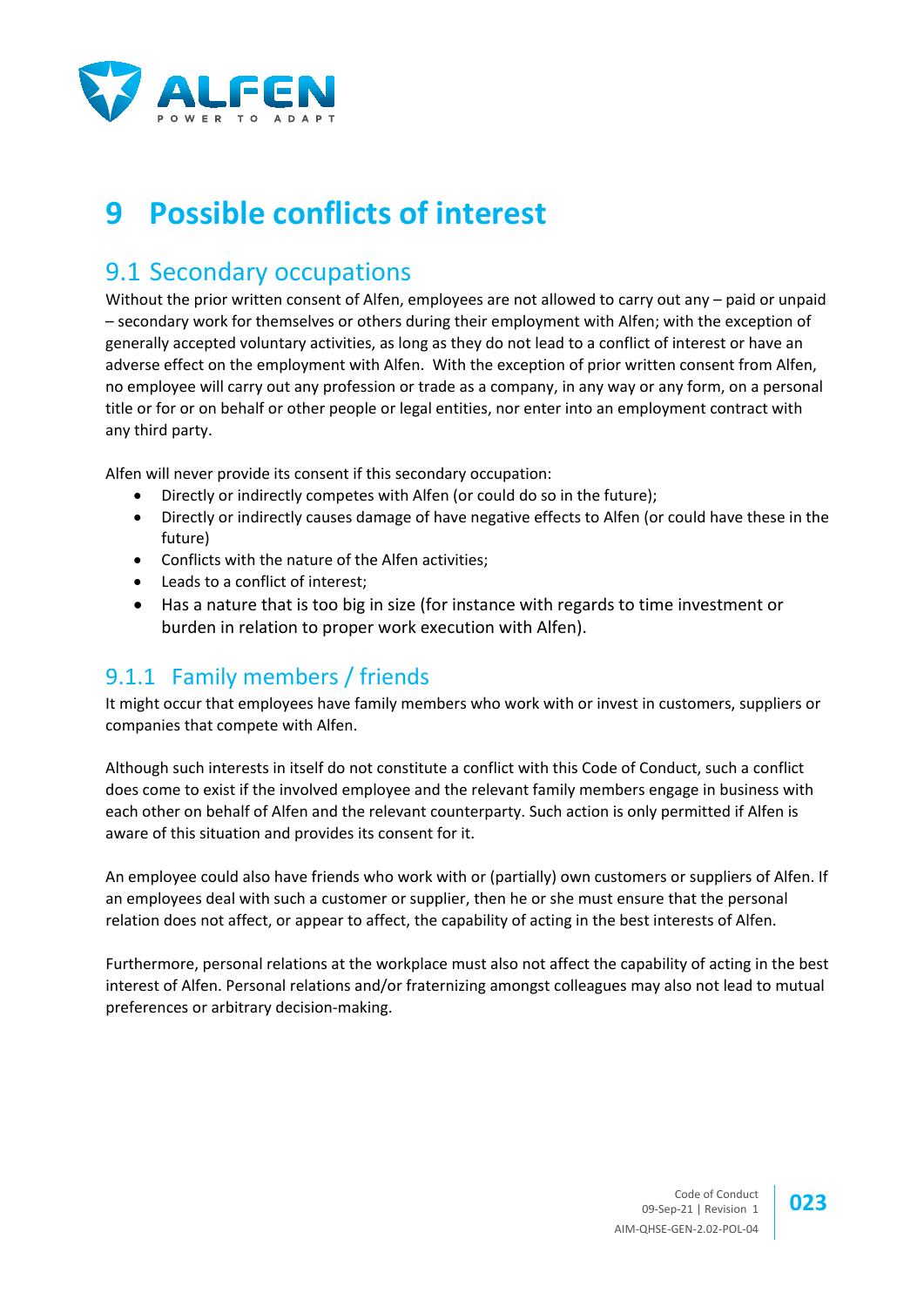# 9 Possible conflicts of interest

## 9.1 Secondary occupations

Without the prior written consent of Alfen, employees are not allowed to carry out any – paid or unpaid – secondary work for themselves or others during their employment with Alfen; with the exception of generally accepted voluntary activities, as long as they do not lead to a conflict of interest or have an adverse effect on the employment with Alfen. With the exception of prior written consent from Alfen, no employee will carry out any profession or trade as a company, in any way or any form, on a personal title or for or on behalf or other people or legal entities, nor enter into an employment contract with any third party.

Alfen will never provide its consent if this secondary occupation:

- Directly or indirectly competes with Alfen (or could do so in the future);
- Directly or indirectly causes damage of have negative effects to Alfen (or could have these in the future)
- Conflicts with the nature of the Alfen activities;
- Leads to a conflict of interest;
- Has a nature that is too big in size (for instance with regards to time investment or burden in relation to proper work execution with Alfen).

### 9.1.1 Family members / friends

It might occur that employees have family members who work with or invest in customers, suppliers or companies that compete with Alfen.

Although such interests in itself do not constitute a conflict with this Code of Conduct, such a conflict does come to exist if the involved employee and the relevant family members engage in business with each other on behalf of Alfen and the relevant counterparty. Such action is only permitted if Alfen is aware of this situation and provides its consent for it.

An employee could also have friends who work with or (partially) own customers or suppliers of Alfen. If an employees deal with such a customer or supplier, then he or she must ensure that the personal relation does not affect, or appear to affect, the capability of acting in the best interests of Alfen.

Furthermore, personal relations at the workplace must also not affect the capability of acting in the best interest of Alfen. Personal relations and/or fraternizing amongst colleagues may also not lead to mutual preferences or arbitrary decision-making.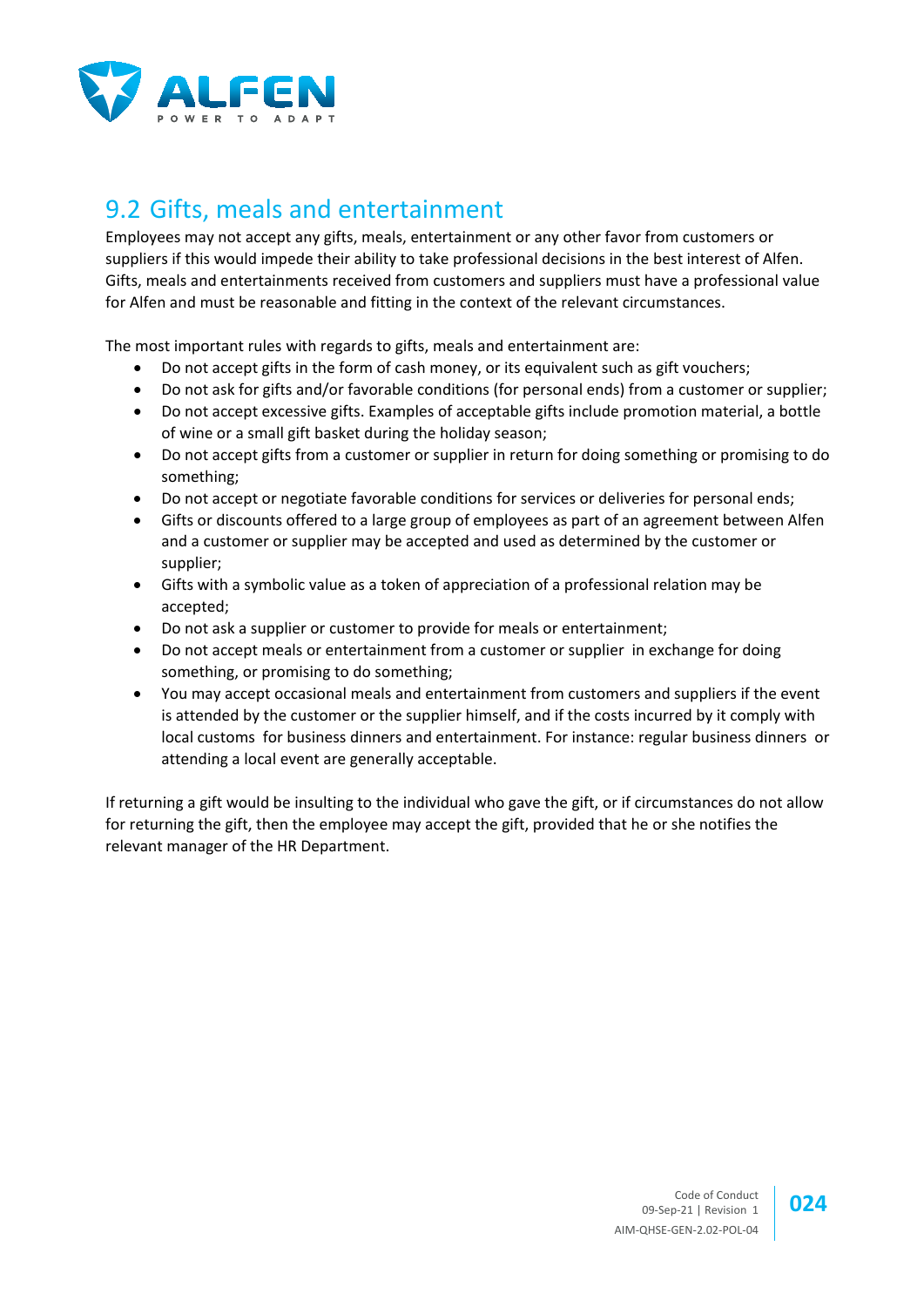## 9.2 Gifts, meals and entertainment

Employees may not accept any gifts, meals, entertainment or any other favor from customers or suppliers if this would impede their ability to take professional decisions in the best interest of Alfen. Gifts, meals and entertainments received from customers and suppliers must have a professional value for Alfen and must be reasonable and fitting in the context of the relevant circumstances.

The most important rules with regards to gifts, meals and entertainment are:

- Do not accept gifts in the form of cash money, or its equivalent such as gift vouchers;
- Do not ask for gifts and/or favorable conditions (for personal ends) from a customer or supplier;
- Do not accept excessive gifts. Examples of acceptable gifts include promotion material, a bottle of wine or a small gift basket during the holiday season;
- Do not accept gifts from a customer or supplier in return for doing something or promising to do something;
- Do not accept or negotiate favorable conditions for services or deliveries for personal ends;
- Gifts or discounts offered to a large group of employees as part of an agreement between Alfen and a customer or supplier may be accepted and used as determined by the customer or supplier;
- Gifts with a symbolic value as a token of appreciation of a professional relation may be accepted;
- Do not ask a supplier or customer to provide for meals or entertainment;
- Do not accept meals or entertainment from a customer or supplier in exchange for doing something, or promising to do something;
- You may accept occasional meals and entertainment from customers and suppliers if the event is attended by the customer or the supplier himself, and if the costs incurred by it comply with local customs for business dinners and entertainment. For instance: regular business dinners or attending a local event are generally acceptable.

If returning a gift would be insulting to the individual who gave the gift, or if circumstances do not allow for returning the gift, then the employee may accept the gift, provided that he or she notifies the relevant manager of the HR Department.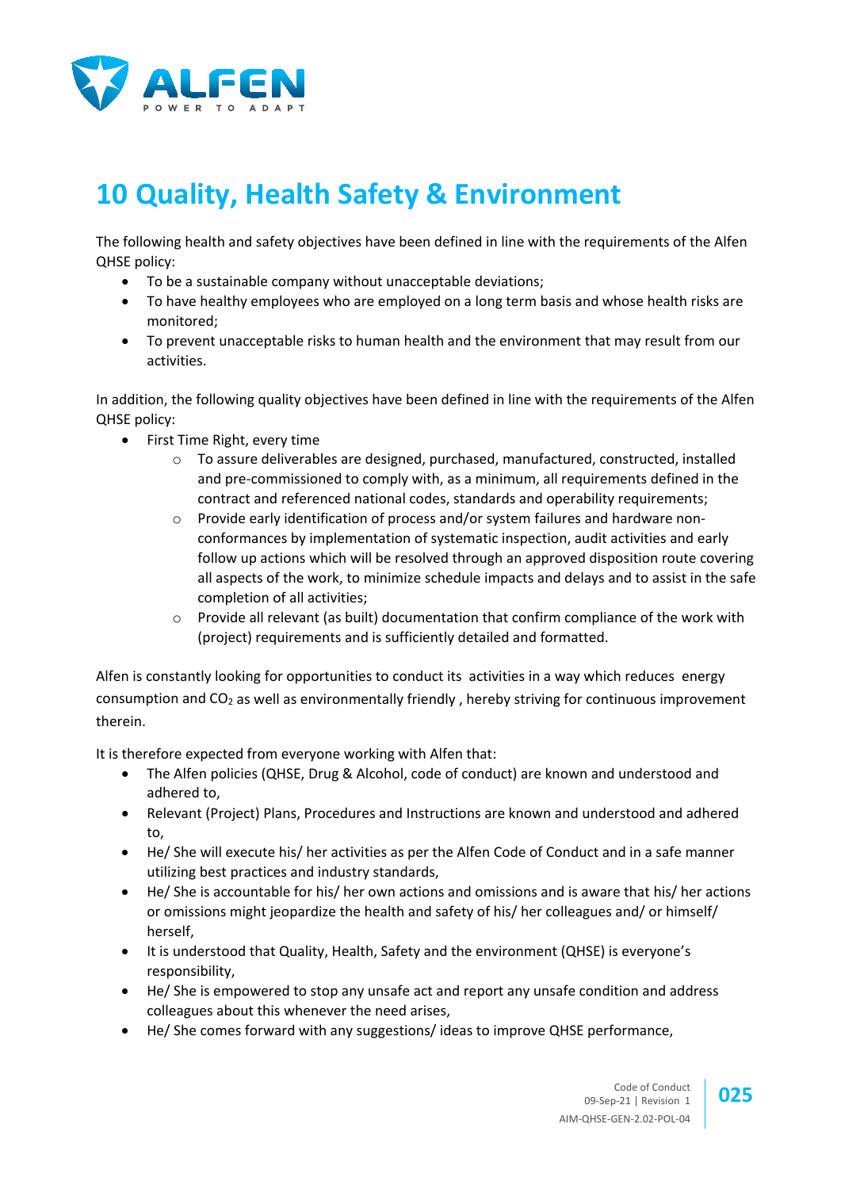# 10 Quality, Health Safety & Environment

The following health and safety objectives have been defined in line with the requirements of the Alfen QHSE policy:

- To be a sustainable company without unacceptable deviations;
- To have healthy employees who are employed on a long term basis and whose health risks are monitored;
- To prevent unacceptable risks to human health and the environment that may result from our activities.

In addition, the following quality objectives have been defined in line with the requirements of the Alfen QHSE policy:

- First Time Right, every time
    - To assure deliverables are designed, purchased, manufactured, constructed, installed and pre-commissioned to comply with, as a minimum, all requirements defined in the contract and referenced national codes, standards and operability requirements;
    - Provide early identification of process and/or system failures and hardware non-conformances by implementation of systematic inspection, audit activities and early follow up actions which will be resolved through an approved disposition route covering all aspects of the work, to minimize schedule impacts and delays and to assist in the safe completion of all activities;
    - Provide all relevant (as built) documentation that confirm compliance of the work with (project) requirements and is sufficiently detailed and formatted.

Alfen is constantly looking for opportunities to conduct its activities in a way which reduces energy consumption and $CO_2$ as well as environmentally friendly , hereby striving for continuous improvement therein.

It is therefore expected from everyone working with Alfen that:

- The Alfen policies (QHSE, Drug & Alcohol, code of conduct) are known and understood and adhered to,
- Relevant (Project) Plans, Procedures and Instructions are known and understood and adhered to,
- He/ She will execute his/ her activities as per the Alfen Code of Conduct and in a safe manner utilizing best practices and industry standards,
- He/ She is accountable for his/ her own actions and omissions and is aware that his/ her actions or omissions might jeopardize the health and safety of his/ her colleagues and/ or himself/ herself,
- It is understood that Quality, Health, Safety and the environment (QHSE) is everyone's responsibility,
- He/ She is empowered to stop any unsafe act and report any unsafe condition and address colleagues about this whenever the need arises,
- He/ She comes forward with any suggestions/ ideas to improve QHSE performance,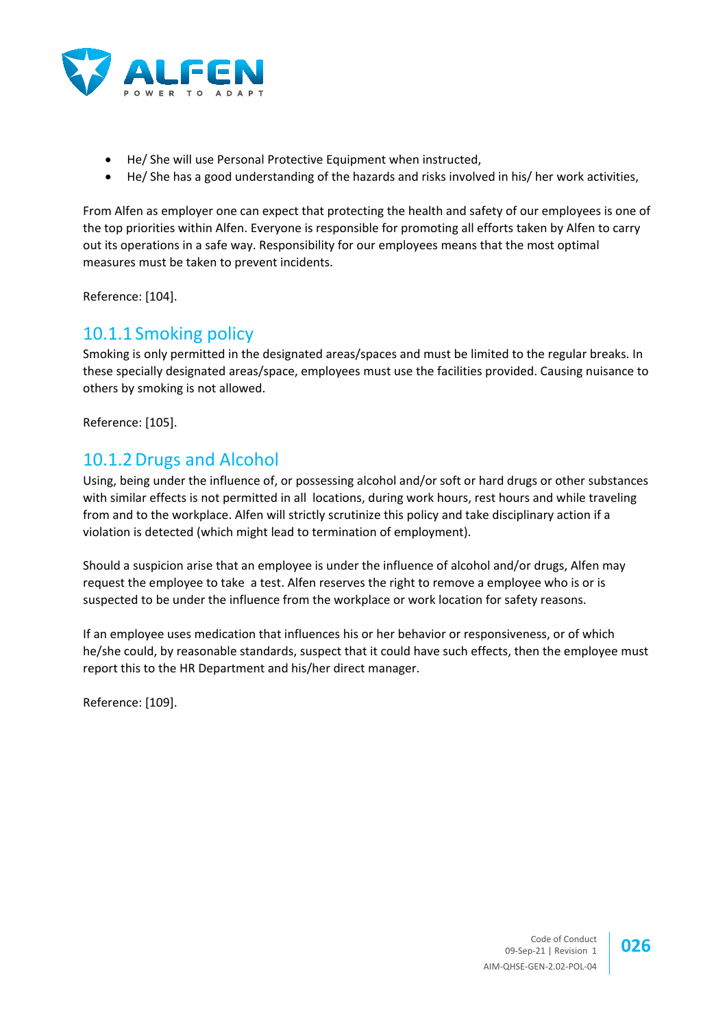- He/ She will use Personal Protective Equipment when instructed,
- He/ She has a good understanding of the hazards and risks involved in his/ her work activities,

From Alfen as employer one can expect that protecting the health and safety of our employees is one of the top priorities within Alfen. Everyone is responsible for promoting all efforts taken by Alfen to carry out its operations in a safe way. Responsibility for our employees means that the most optimal measures must be taken to prevent incidents.

Reference: [104].

### 10.1.1 Smoking policy

Smoking is only permitted in the designated areas/spaces and must be limited to the regular breaks. In these specially designated areas/space, employees must use the facilities provided. Causing nuisance to others by smoking is not allowed.

Reference: [105].

### 10.1.2 Drugs and Alcohol

Using, being under the influence of, or possessing alcohol and/or soft or hard drugs or other substances with similar effects is not permitted in all locations, during work hours, rest hours and while traveling from and to the workplace. Alfen will strictly scrutinize this policy and take disciplinary action if a violation is detected (which might lead to termination of employment).

Should a suspicion arise that an employee is under the influence of alcohol and/or drugs, Alfen may request the employee to take a test. Alfen reserves the right to remove a employee who is or is suspected to be under the influence from the workplace or work location for safety reasons.

If an employee uses medication that influences his or her behavior or responsiveness, or of which he/she could, by reasonable standards, suspect that it could have such effects, then the employee must report this to the HR Department and his/her direct manager.

Reference: [109].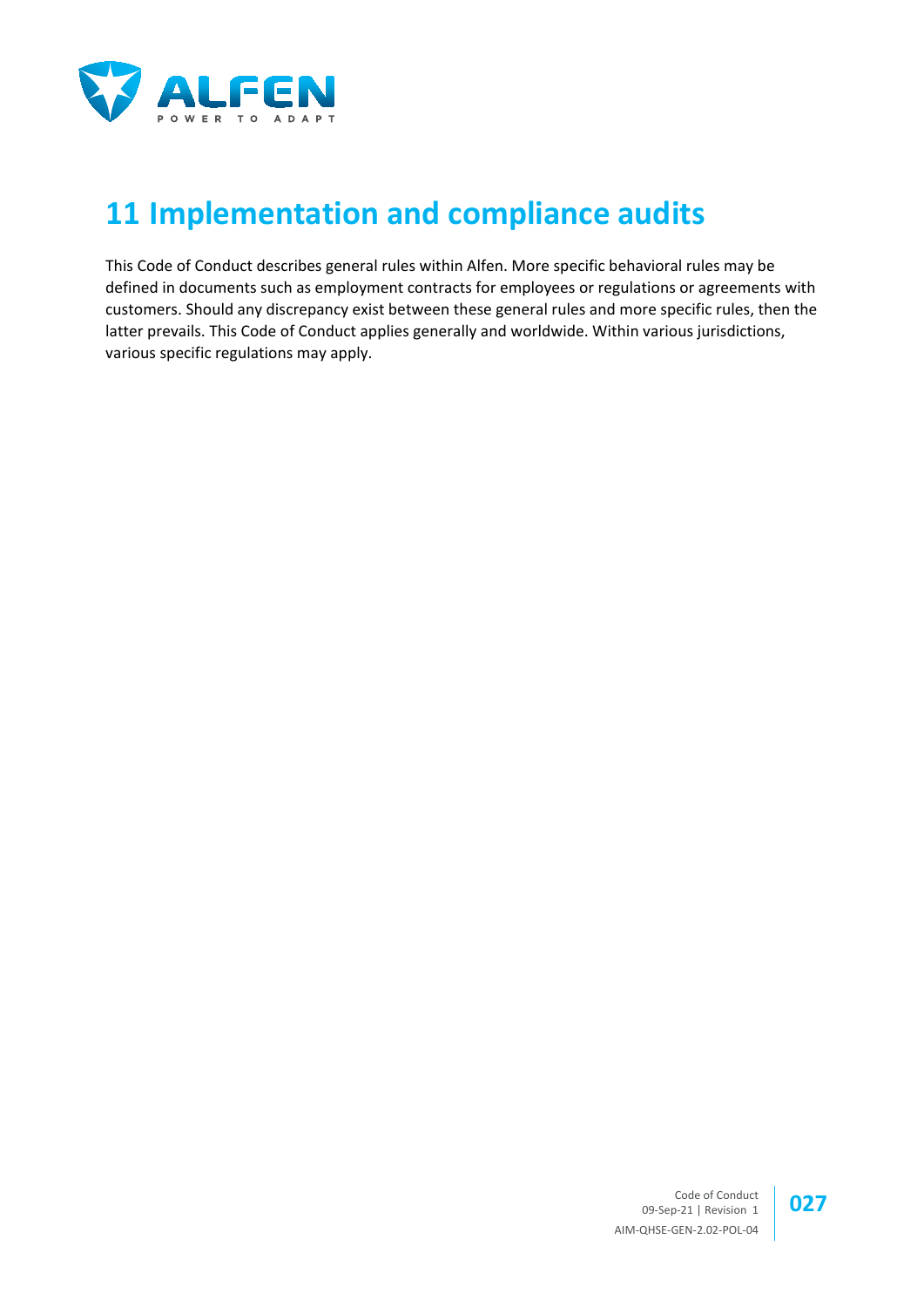# 11 Implementation and compliance audits

This Code of Conduct describes general rules within Alfen. More specific behavioral rules may be defined in documents such as employment contracts for employees or regulations or agreements with customers. Should any discrepancy exist between these general rules and more specific rules, then the latter prevails. This Code of Conduct applies generally and worldwide. Within various jurisdictions, various specific regulations may apply.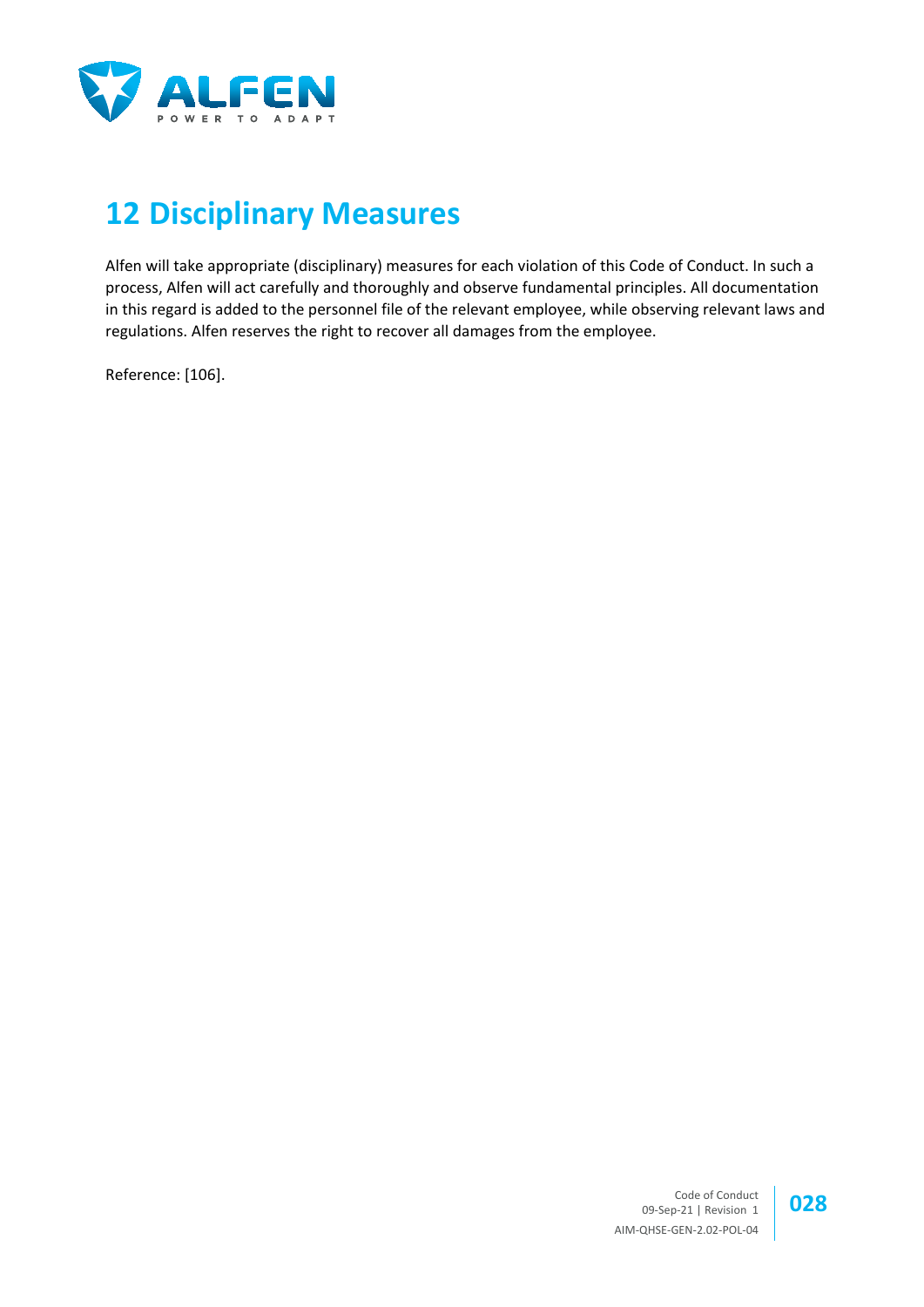# 12 Disciplinary Measures

Alfen will take appropriate (disciplinary) measures for each violation of this Code of Conduct. In such a process, Alfen will act carefully and thoroughly and observe fundamental principles. All documentation in this regard is added to the personnel file of the relevant employee, while observing relevant laws and regulations. Alfen reserves the right to recover all damages from the employee.

Reference: [106].